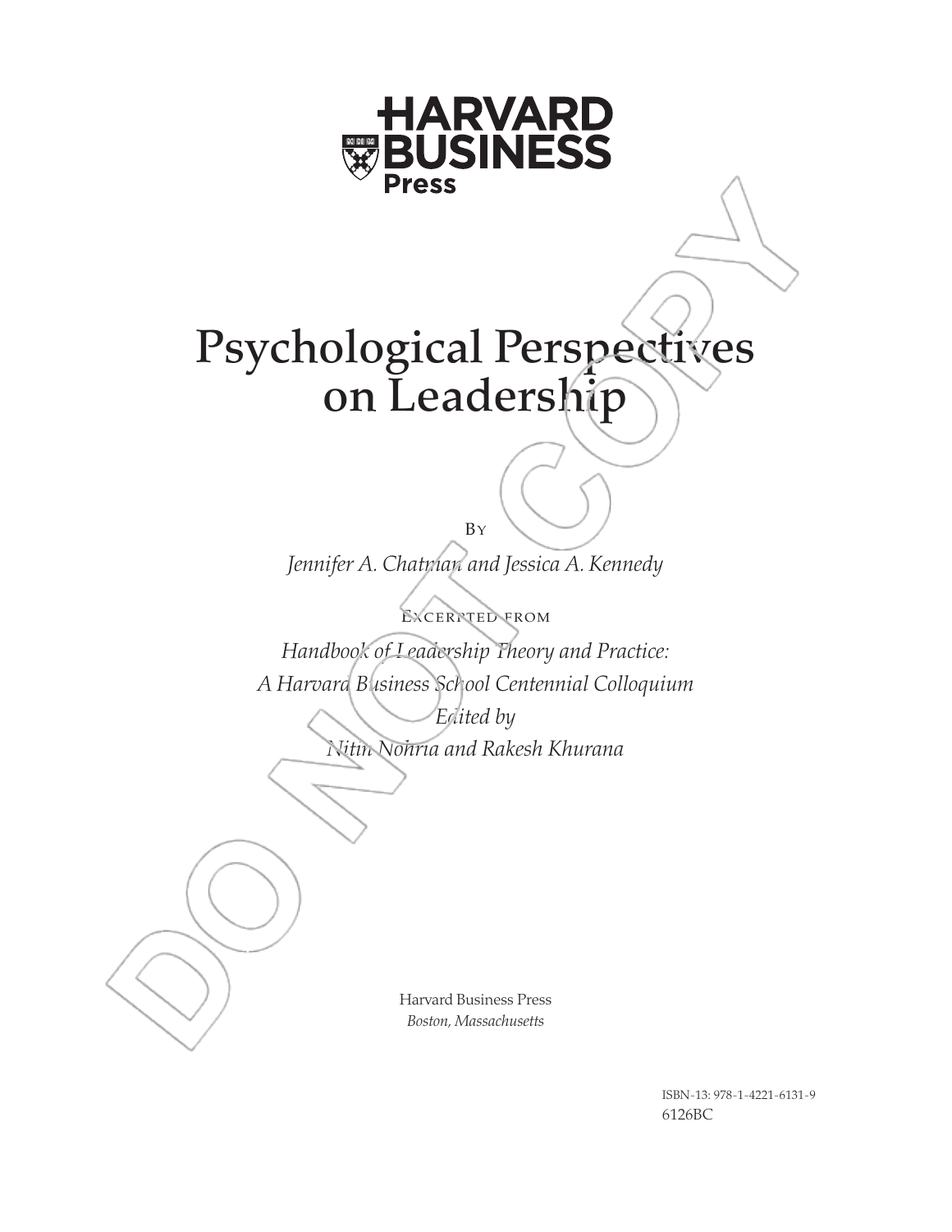HARVARD BUSINESS Press

# Psychological Perspectives on Leadership

By

*Jennifer A. Chatman and Jessica A. Kennedy*

Excerpted from

*Handbook of Leadership Theory and Practice: A Harvard Business School Centennial Colloquium*

*Edited by*

*Nitin Nohria and Rakesh Khurana*

Harvard Business Press
*Boston, Massachusetts*

ISBN-13: 978-1-4221-6131-9
6126BC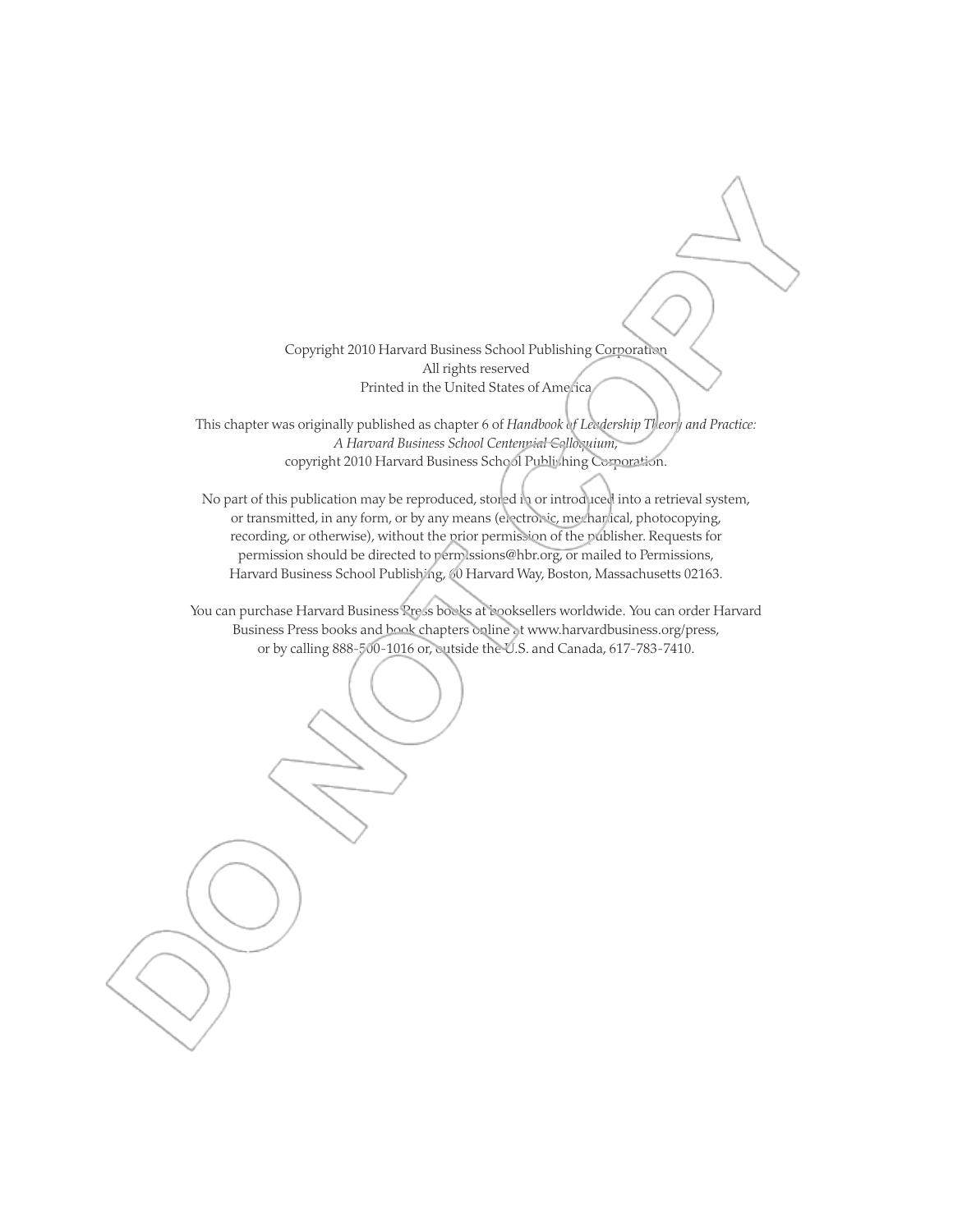Copyright 2010 Harvard Business School Publishing Corporation
All rights reserved
Printed in the United States of America

This chapter was originally published as chapter 6 of *Handbook of Leadership Theory and Practice: A Harvard Business School Centennial Colloquium*,
copyright 2010 Harvard Business School Publishing Corporation.

No part of this publication may be reproduced, stored in or introduced into a retrieval system, or transmitted, in any form, or by any means (electronic, mechanical, photocopying, recording, or otherwise), without the prior permission of the publisher. Requests for permission should be directed to permissions@hbr.org, or mailed to Permissions, Harvard Business School Publishing, 60 Harvard Way, Boston, Massachusetts 02163.

You can purchase Harvard Business Press books at booksellers worldwide. You can order Harvard Business Press books and book chapters online at www.harvardbusiness.org/press, or by calling 888-500-1016 or, outside the U.S. and Canada, 617-783-7410.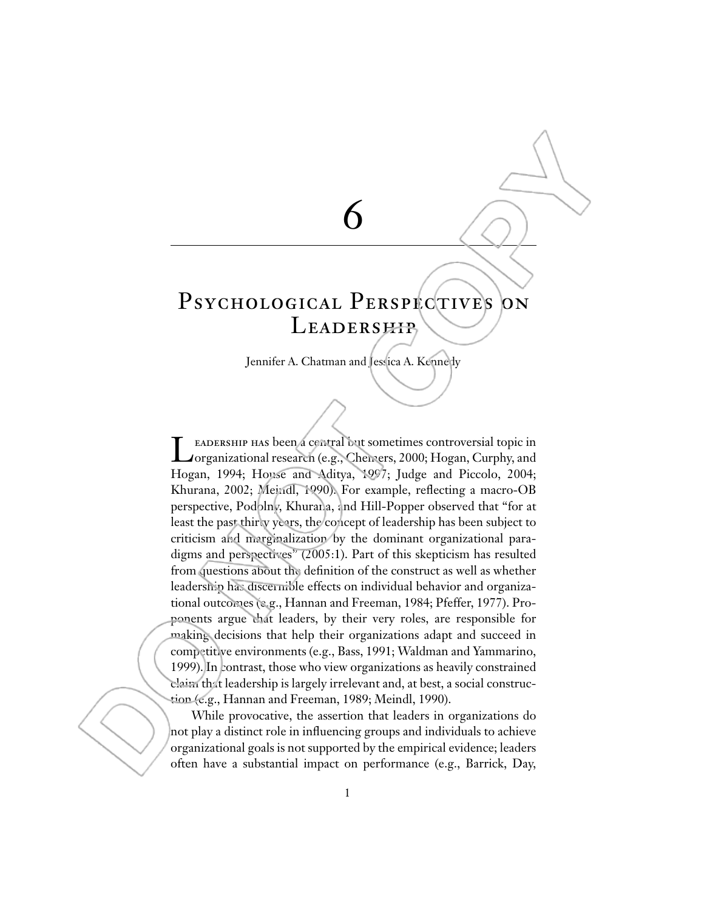# 6

# Psychological Perspectives on Leadership

Jennifer A. Chatman and Jessica A. Kennedy

Leadership has been a central but sometimes controversial topic in organizational research (e.g., Chemers, 2000; Hogan, Curphy, and Hogan, 1994; House and Aditya, 1997; Judge and Piccolo, 2004; Khurana, 2002; Meindl, 1990). For example, reflecting a macro-OB perspective, Podolny, Khurana, and Hill-Popper observed that "for at least the past thirty years, the concept of leadership has been subject to criticism and marginalization by the dominant organizational paradigms and perspectives" (2005:1). Part of this skepticism has resulted from questions about the definition of the construct as well as whether leadership has discernible effects on individual behavior and organizational outcomes (e.g., Hannan and Freeman, 1984; Pfeffer, 1977). Proponents argue that leaders, by their very roles, are responsible for making decisions that help their organizations adapt and succeed in competitive environments (e.g., Bass, 1991; Waldman and Yammarino, 1999). In contrast, those who view organizations as heavily constrained claim that leadership is largely irrelevant and, at best, a social construction (e.g., Hannan and Freeman, 1989; Meindl, 1990).

While provocative, the assertion that leaders in organizations do not play a distinct role in influencing groups and individuals to achieve organizational goals is not supported by the empirical evidence; leaders often have a substantial impact on performance (e.g., Barrick, Day,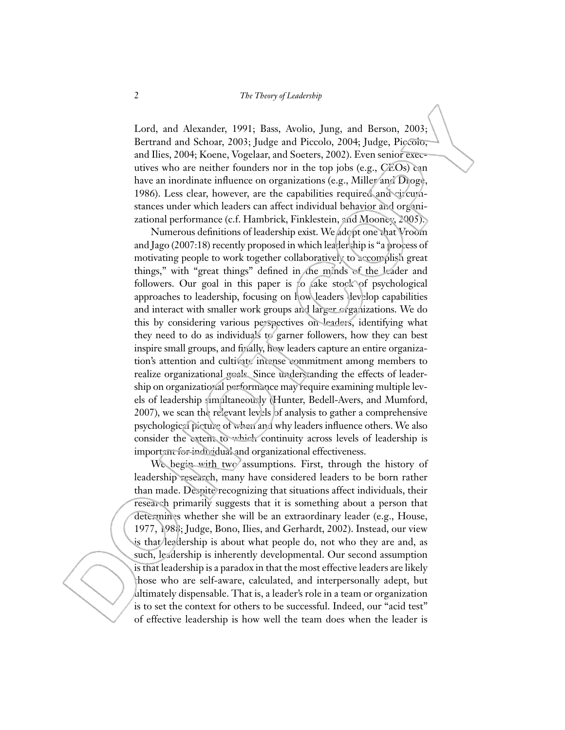Lord, and Alexander, 1991; Bass, Avolio, Jung, and Berson, 2003; Bertrand and Schoar, 2003; Judge and Piccolo, 2004; Judge, Piccolo, and Ilies, 2004; Koene, Vogelaar, and Soeters, 2002). Even senior executives who are neither founders nor in the top jobs (e.g., CEOs) can have an inordinate influence on organizations (e.g., Miller and Droge, 1986). Less clear, however, are the capabilities required and circumstances under which leaders can affect individual behavior and organizational performance (c.f. Hambrick, Finklestein, and Mooney, 2005).

Numerous definitions of leadership exist. We adopt one that Vroom and Jago (2007:18) recently proposed in which leadership is "a process of motivating people to work together collaboratively to accomplish great things," with "great things" defined in the minds of the leader and followers. Our goal in this paper is to take stock of psychological approaches to leadership, focusing on how leaders develop capabilities and interact with smaller work groups and larger organizations. We do this by considering various perspectives on leaders, identifying what they need to do as individuals to garner followers, how they can best inspire small groups, and finally, how leaders capture an entire organization's attention and cultivate intense commitment among members to realize organizational goals. Since understanding the effects of leadership on organizational performance may require examining multiple levels of leadership simultaneously (Hunter, Bedell-Avers, and Mumford, 2007), we scan the relevant levels of analysis to gather a comprehensive psychological picture of when and why leaders influence others. We also consider the extent to which continuity across levels of leadership is important for individual and organizational effectiveness.

We begin with two assumptions. First, through the history of leadership research, many have considered leaders to be born rather than made. Despite recognizing that situations affect individuals, their research primarily suggests that it is something about a person that determines whether she will be an extraordinary leader (e.g., House, 1977, 1988; Judge, Bono, Ilies, and Gerhardt, 2002). Instead, our view is that leadership is about what people do, not who they are and, as such, leadership is inherently developmental. Our second assumption is that leadership is a paradox in that the most effective leaders are likely those who are self-aware, calculated, and interpersonally adept, but ultimately dispensable. That is, a leader's role in a team or organization is to set the context for others to be successful. Indeed, our "acid test" of effective leadership is how well the team does when the leader is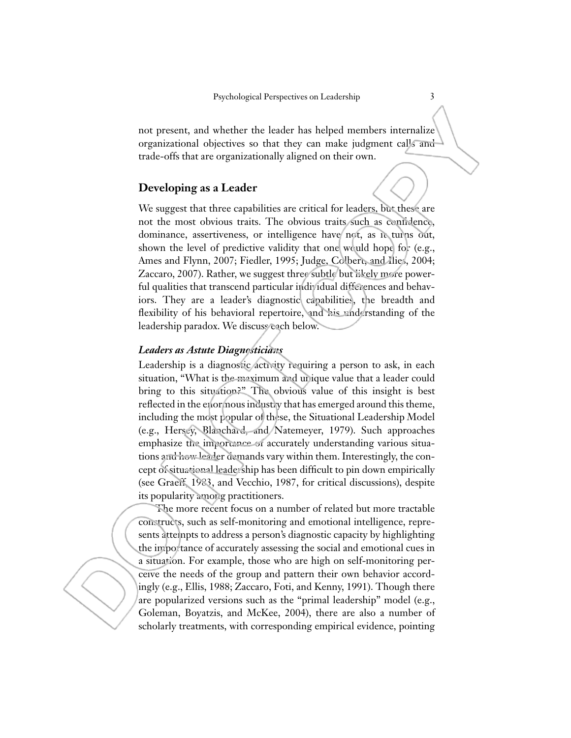not present, and whether the leader has helped members internalize organizational objectives so that they can make judgment calls and trade-offs that are organizationally aligned on their own.

## Developing as a Leader

We suggest that three capabilities are critical for leaders, but these are not the most obvious traits. The obvious traits such as confidence, dominance, assertiveness, or intelligence have not, as it turns out, shown the level of predictive validity that one would hope for (e.g., Ames and Flynn, 2007; Fiedler, 1995; Judge, Colbert, and Ilies, 2004; Zaccaro, 2007). Rather, we suggest three subtle but likely more powerful qualities that transcend particular individual differences and behaviors. They are a leader's diagnostic capabilities, the breadth and flexibility of his behavioral repertoire, and his understanding of the leadership paradox. We discuss each below.

### *Leaders as Astute Diagnosticians*

Leadership is a diagnostic activity requiring a person to ask, in each situation, "What is the maximum and unique value that a leader could bring to this situation?" The obvious value of this insight is best reflected in the enormous industry that has emerged around this theme, including the most popular of these, the Situational Leadership Model (e.g., Hersey, Blanchard, and Natemeyer, 1979). Such approaches emphasize the importance of accurately understanding various situations and how leader demands vary within them. Interestingly, the concept of situational leadership has been difficult to pin down empirically (see Graeff, 1983, and Vecchio, 1987, for critical discussions), despite its popularity among practitioners.

The more recent focus on a number of related but more tractable constructs, such as self-monitoring and emotional intelligence, represents attempts to address a person's diagnostic capacity by highlighting the importance of accurately assessing the social and emotional cues in a situation. For example, those who are high on self-monitoring perceive the needs of the group and pattern their own behavior accordingly (e.g., Ellis, 1988; Zaccaro, Foti, and Kenny, 1991). Though there are popularized versions such as the "primal leadership" model (e.g., Goleman, Boyatzis, and McKee, 2004), there are also a number of scholarly treatments, with corresponding empirical evidence, pointing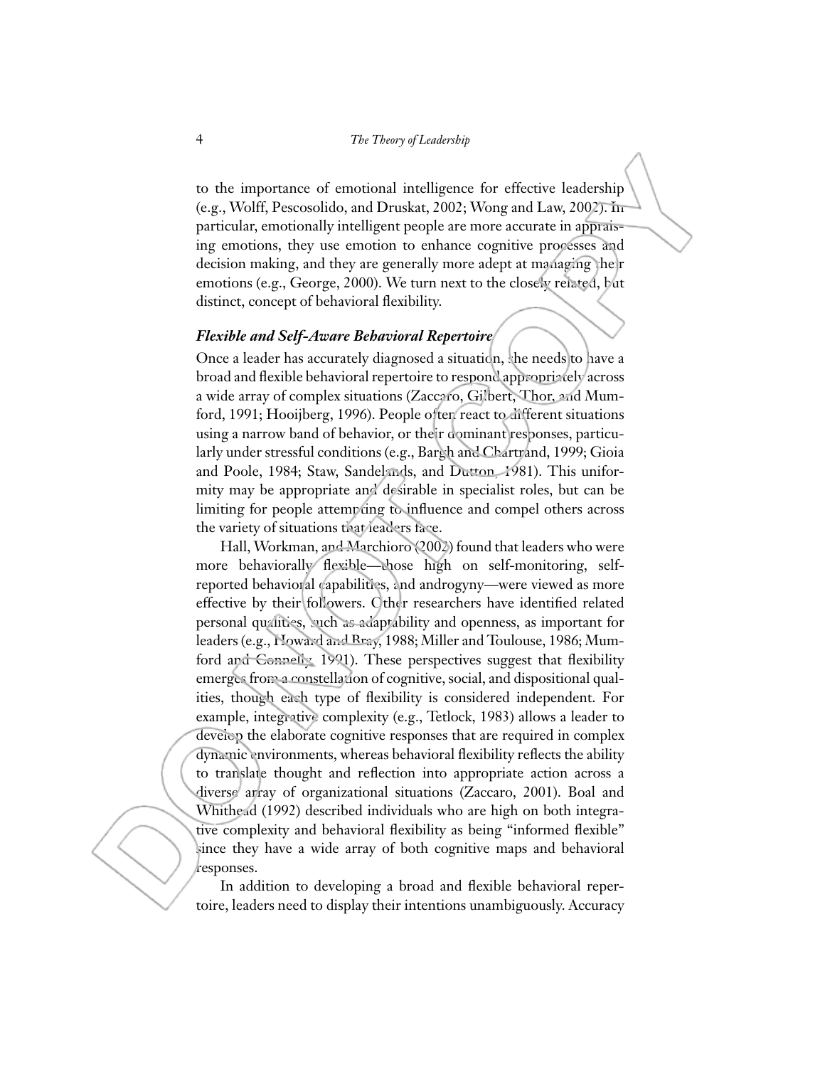to the importance of emotional intelligence for effective leadership (e.g., Wolff, Pescosolido, and Druskat, 2002; Wong and Law, 2002). In particular, emotionally intelligent people are more accurate in appraising emotions, they use emotion to enhance cognitive processes and decision making, and they are generally more adept at managing their emotions (e.g., George, 2000). We turn next to the closely related, but distinct, concept of behavioral flexibility.

### *Flexible and Self-Aware Behavioral Repertoire*

Once a leader has accurately diagnosed a situation, she needs to have a broad and flexible behavioral repertoire to respond appropriately across a wide array of complex situations (Zaccaro, Gilbert, Thor, and Mumford, 1991; Hooijberg, 1996). People often react to different situations using a narrow band of behavior, or their dominant responses, particularly under stressful conditions (e.g., Bargh and Chartrand, 1999; Gioia and Poole, 1984; Staw, Sandelands, and Dutton, 1981). This uniformity may be appropriate and desirable in specialist roles, but can be limiting for people attempting to influence and compel others across the variety of situations that leaders face.

Hall, Workman, and Marchioro (2002) found that leaders who were more behaviorally flexible—those high on self-monitoring, self-reported behavioral capabilities, and androgyny—were viewed as more effective by their followers. Other researchers have identified related personal qualities, such as adaptability and openness, as important for leaders (e.g., Howard and Bray, 1988; Miller and Toulouse, 1986; Mumford and Connelly, 1991). These perspectives suggest that flexibility emerges from a constellation of cognitive, social, and dispositional qualities, though each type of flexibility is considered independent. For example, integrative complexity (e.g., Tetlock, 1983) allows a leader to develop the elaborate cognitive responses that are required in complex dynamic environments, whereas behavioral flexibility reflects the ability to translate thought and reflection into appropriate action across a diverse array of organizational situations (Zaccaro, 2001). Boal and Whitehead (1992) described individuals who are high on both integrative complexity and behavioral flexibility as being "informed flexible" since they have a wide array of both cognitive maps and behavioral responses.

In addition to developing a broad and flexible behavioral repertoire, leaders need to display their intentions unambiguously. Accuracy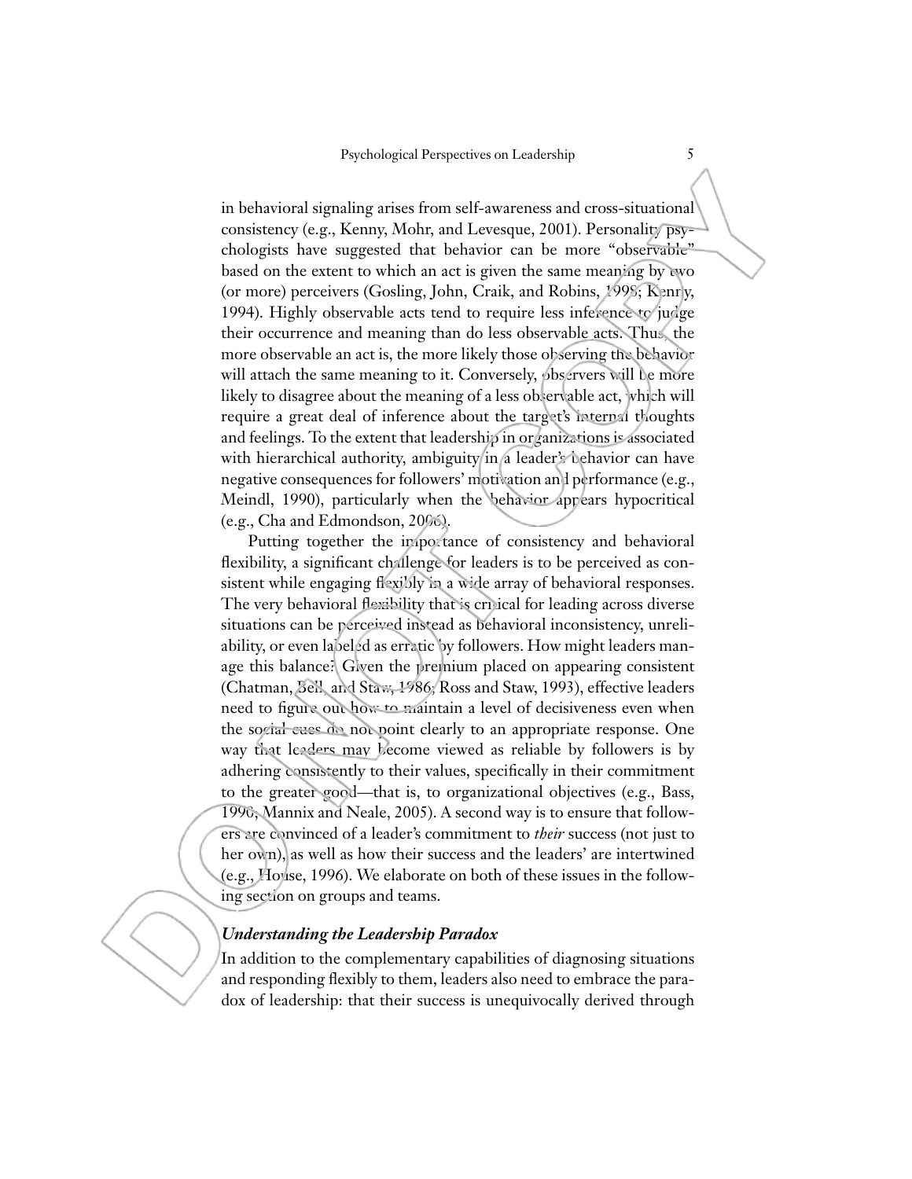in behavioral signaling arises from self-awareness and cross-situational consistency (e.g., Kenny, Mohr, and Levesque, 2001). Personality psychologists have suggested that behavior can be more "observable" based on the extent to which an act is given the same meaning by two (or more) perceivers (Gosling, John, Craik, and Robins, 1998; Kenny, 1994). Highly observable acts tend to require less inference to judge their occurrence and meaning than do less observable acts. Thus, the more observable an act is, the more likely those observing the behavior will attach the same meaning to it. Conversely, observers will be more likely to disagree about the meaning of a less observable act, which will require a great deal of inference about the target's internal thoughts and feelings. To the extent that leadership in organizations is associated with hierarchical authority, ambiguity in a leader's behavior can have negative consequences for followers' motivation and performance (e.g., Meindl, 1990), particularly when the behavior appears hypocritical (e.g., Cha and Edmondson, 2006).

Putting together the importance of consistency and behavioral flexibility, a significant challenge for leaders is to be perceived as consistent while engaging flexibly in a wide array of behavioral responses. The very behavioral flexibility that is critical for leading across diverse situations can be perceived instead as behavioral inconsistency, unreliability, or even labeled as erratic by followers. How might leaders manage this balance? Given the premium placed on appearing consistent (Chatman, Bell, and Staw, 1986; Ross and Staw, 1993), effective leaders need to figure out how to maintain a level of decisiveness even when the social cues do not point clearly to an appropriate response. One way that leaders may become viewed as reliable by followers is by adhering consistently to their values, specifically in their commitment to the greater good—that is, to organizational objectives (e.g., Bass, 1990; Mannix and Neale, 2005). A second way is to ensure that followers are convinced of a leader's commitment to *their* success (not just to her own), as well as how their success and the leaders' are intertwined (e.g., House, 1996). We elaborate on both of these issues in the following section on groups and teams.

### *Understanding the Leadership Paradox*

In addition to the complementary capabilities of diagnosing situations and responding flexibly to them, leaders also need to embrace the paradox of leadership: that their success is unequivocally derived through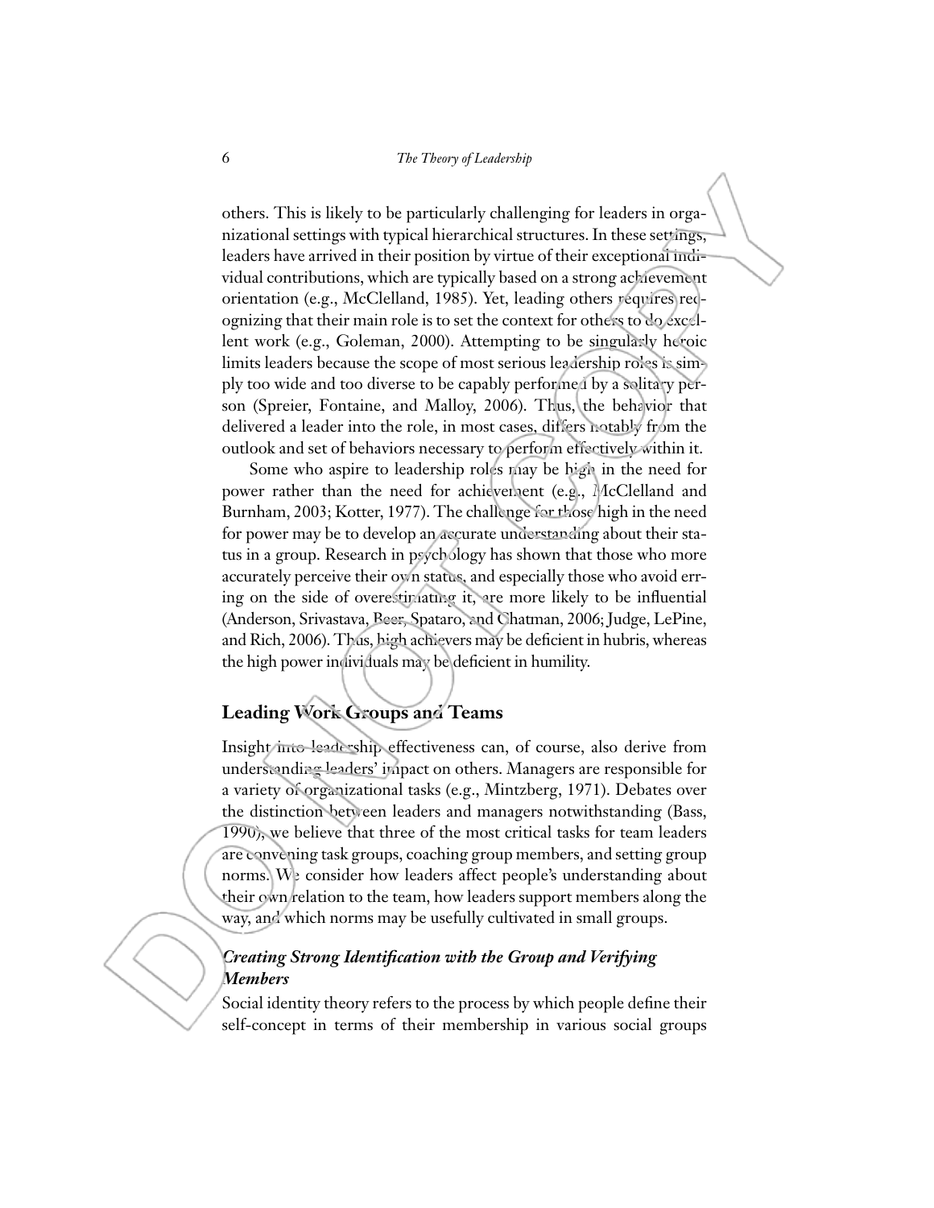others. This is likely to be particularly challenging for leaders in organizational settings with typical hierarchical structures. In these settings, leaders have arrived in their position by virtue of their exceptional individual contributions, which are typically based on a strong achievement orientation (e.g., McClelland, 1985). Yet, leading others requires recognizing that their main role is to set the context for others to do excellent work (e.g., Goleman, 2000). Attempting to be singularly heroic limits leaders because the scope of most serious leadership roles is simply too wide and too diverse to be capably performed by a solitary person (Spreier, Fontaine, and Malloy, 2006). Thus, the behavior that delivered a leader into the role, in most cases, differs notably from the outlook and set of behaviors necessary to perform effectively within it.

Some who aspire to leadership roles may be high in the need for power rather than the need for achievement (e.g., McClelland and Burnham, 2003; Kotter, 1977). The challenge for those high in the need for power may be to develop an accurate understanding about their status in a group. Research in psychology has shown that those who more accurately perceive their own status, and especially those who avoid erring on the side of overestimating it, are more likely to be influential (Anderson, Srivastava, Beer, Spataro, and Chatman, 2006; Judge, LePine, and Rich, 2006). Thus, high achievers may be deficient in hubris, whereas the high power individuals may be deficient in humility.

## Leading Work Groups and Teams

Insight into leadership effectiveness can, of course, also derive from understanding leaders' impact on others. Managers are responsible for a variety of organizational tasks (e.g., Mintzberg, 1971). Debates over the distinction between leaders and managers notwithstanding (Bass, 1990), we believe that three of the most critical tasks for team leaders are convening task groups, coaching group members, and setting group norms. We consider how leaders affect people's understanding about their own relation to the team, how leaders support members along the way, and which norms may be usefully cultivated in small groups.

### *Creating Strong Identification with the Group and Verifying Members*

Social identity theory refers to the process by which people define their self-concept in terms of their membership in various social groups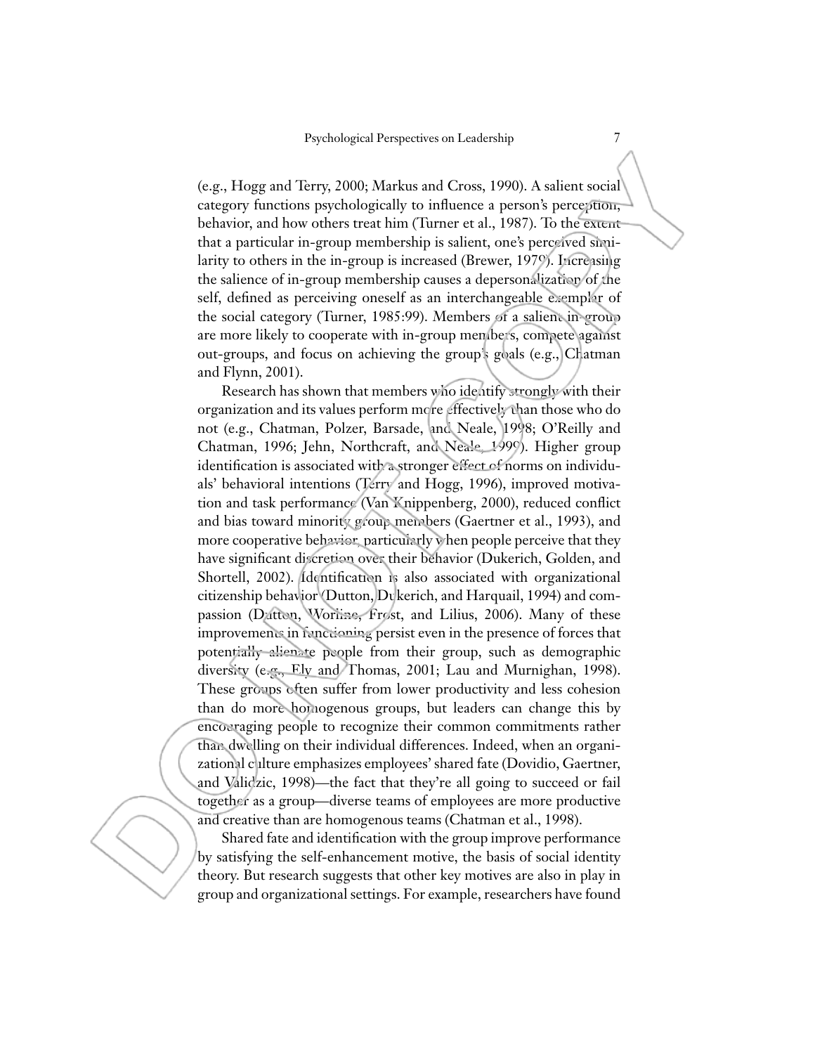(e.g., Hogg and Terry, 2000; Markus and Cross, 1990). A salient social category functions psychologically to influence a person's perception, behavior, and how others treat him (Turner et al., 1987). To the extent that a particular in-group membership is salient, one's perceived similarity to others in the in-group is increased (Brewer, 1979). Increasing the salience of in-group membership causes a depersonalization of the self, defined as perceiving oneself as an interchangeable exemplar of the social category (Turner, 1985:99). Members of a salient in-group are more likely to cooperate with in-group members, compete against out-groups, and focus on achieving the group's goals (e.g., Chatman and Flynn, 2001).

Research has shown that members who identify strongly with their organization and its values perform more effectively than those who do not (e.g., Chatman, Polzer, Barsade, and Neale, 1998; O'Reilly and Chatman, 1996; Jehn, Northcraft, and Neale, 1999). Higher group identification is associated with a stronger effect of norms on individuals' behavioral intentions (Terry and Hogg, 1996), improved motivation and task performance (Van Knippenberg, 2000), reduced conflict and bias toward minority group members (Gaertner et al., 1993), and more cooperative behavior, particularly when people perceive that they have significant discretion over their behavior (Dukerich, Golden, and Shortell, 2002). Identification is also associated with organizational citizenship behavior (Dutton, Dukerich, and Harquail, 1994) and compassion (Dutton, Worline, Frost, and Lilius, 2006). Many of these improvements in functioning persist even in the presence of forces that potentially alienate people from their group, such as demographic diversity (e.g., Ely and Thomas, 2001; Lau and Murnighan, 1998). These groups often suffer from lower productivity and less cohesion than do more homogenous groups, but leaders can change this by encouraging people to recognize their common commitments rather than dwelling on their individual differences. Indeed, when an organizational culture emphasizes employees' shared fate (Dovidio, Gaertner, and Validzic, 1998)—the fact that they're all going to succeed or fail together as a group—diverse teams of employees are more productive and creative than are homogenous teams (Chatman et al., 1998).

Shared fate and identification with the group improve performance by satisfying the self-enhancement motive, the basis of social identity theory. But research suggests that other key motives are also in play in group and organizational settings. For example, researchers have found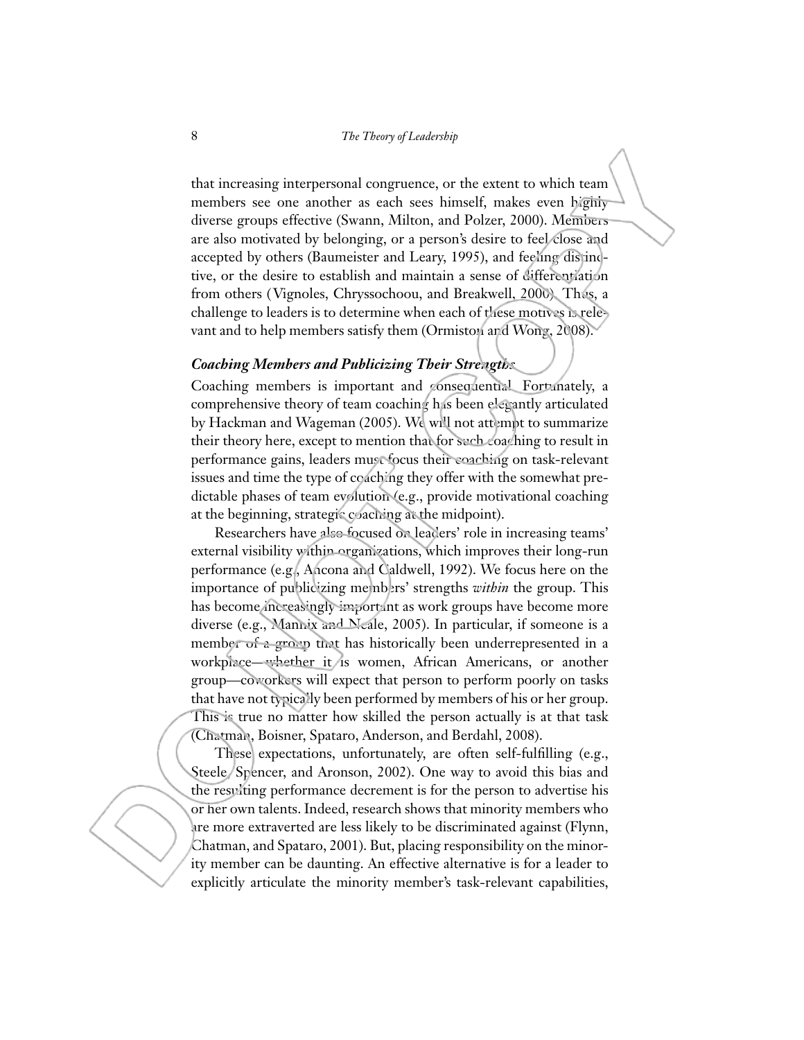that increasing interpersonal congruence, or the extent to which team members see one another as each sees himself, makes even highly diverse groups effective (Swann, Milton, and Polzer, 2000). Members are also motivated by belonging, or a person's desire to feel close and accepted by others (Baumeister and Leary, 1995), and feeling distinctive, or the desire to establish and maintain a sense of differentiation from others (Vignoles, Chryssochoou, and Breakwell, 2000). Thus, a challenge to leaders is to determine when each of these motives is relevant and to help members satisfy them (Ormiston and Wong, 2008).

### *Coaching Members and Publicizing Their Strengths*

Coaching members is important and consequential. Fortunately, a comprehensive theory of team coaching has been elegantly articulated by Hackman and Wageman (2005). We will not attempt to summarize their theory here, except to mention that for such coaching to result in performance gains, leaders must focus their coaching on task-relevant issues and time the type of coaching they offer with the somewhat predictable phases of team evolution (e.g., provide motivational coaching at the beginning, strategic coaching at the midpoint).

Researchers have also focused on leaders' role in increasing teams' external visibility within organizations, which improves their long-run performance (e.g., Ancona and Caldwell, 1992). We focus here on the importance of publicizing members' strengths *within* the group. This has become increasingly important as work groups have become more diverse (e.g., Mannix and Neale, 2005). In particular, if someone is a member of a group that has historically been underrepresented in a workplace—whether it is women, African Americans, or another group—coworkers will expect that person to perform poorly on tasks that have not typically been performed by members of his or her group. This is true no matter how skilled the person actually is at that task (Chatman, Boisner, Spataro, Anderson, and Berdahl, 2008).

These expectations, unfortunately, are often self-fulfilling (e.g., Steele, Spencer, and Aronson, 2002). One way to avoid this bias and the resulting performance decrement is for the person to advertise his or her own talents. Indeed, research shows that minority members who are more extraverted are less likely to be discriminated against (Flynn, Chatman, and Spataro, 2001). But, placing responsibility on the minority member can be daunting. An effective alternative is for a leader to explicitly articulate the minority member's task-relevant capabilities,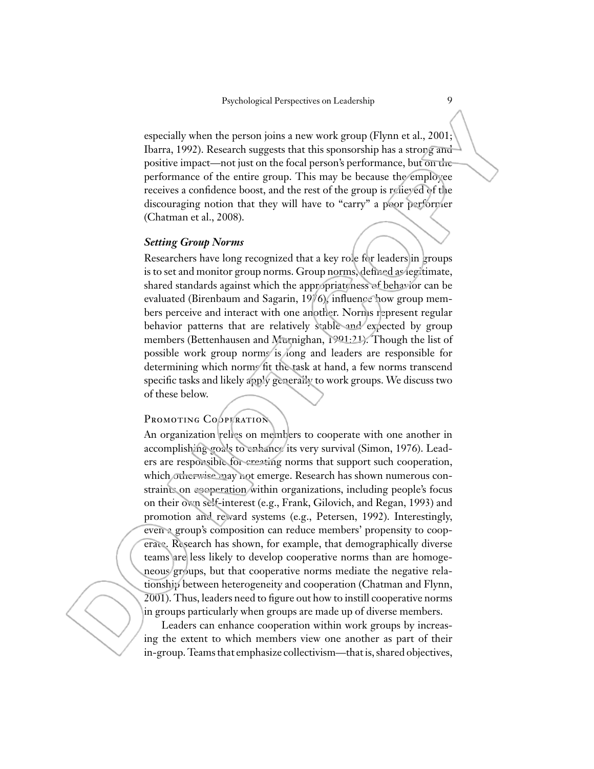especially when the person joins a new work group (Flynn et al., 2001; Ibarra, 1992). Research suggests that this sponsorship has a strong and positive impact—not just on the focal person's performance, but on the performance of the entire group. This may be because the employee receives a confidence boost, and the rest of the group is relieved of the discouraging notion that they will have to "carry" a poor performer (Chatman et al., 2008).

### *Setting Group Norms*

Researchers have long recognized that a key role for leaders in groups is to set and monitor group norms. Group norms, defined as legitimate, shared standards against which the appropriateness of behavior can be evaluated (Birenbaum and Sagarin, 1976), influence how group members perceive and interact with one another. Norms represent regular behavior patterns that are relatively stable and expected by group members (Bettenhausen and Murnighan, 1991:21). Though the list of possible work group norms is long and leaders are responsible for determining which norms fit the task at hand, a few norms transcend specific tasks and likely apply generally to work groups. We discuss two of these below.

#### Promoting Cooperation

An organization relies on members to cooperate with one another in accomplishing goals to enhance its very survival (Simon, 1976). Leaders are responsible for creating norms that support such cooperation, which otherwise may not emerge. Research has shown numerous constraints on cooperation within organizations, including people's focus on their own self-interest (e.g., Frank, Gilovich, and Regan, 1993) and promotion and reward systems (e.g., Petersen, 1992). Interestingly, even a group's composition can reduce members' propensity to cooperate. Research has shown, for example, that demographically diverse teams are less likely to develop cooperative norms than are homogeneous groups, but that cooperative norms mediate the negative relationship between heterogeneity and cooperation (Chatman and Flynn, 2001). Thus, leaders need to figure out how to instill cooperative norms in groups particularly when groups are made up of diverse members.

Leaders can enhance cooperation within work groups by increasing the extent to which members view one another as part of their in-group. Teams that emphasize collectivism—that is, shared objectives,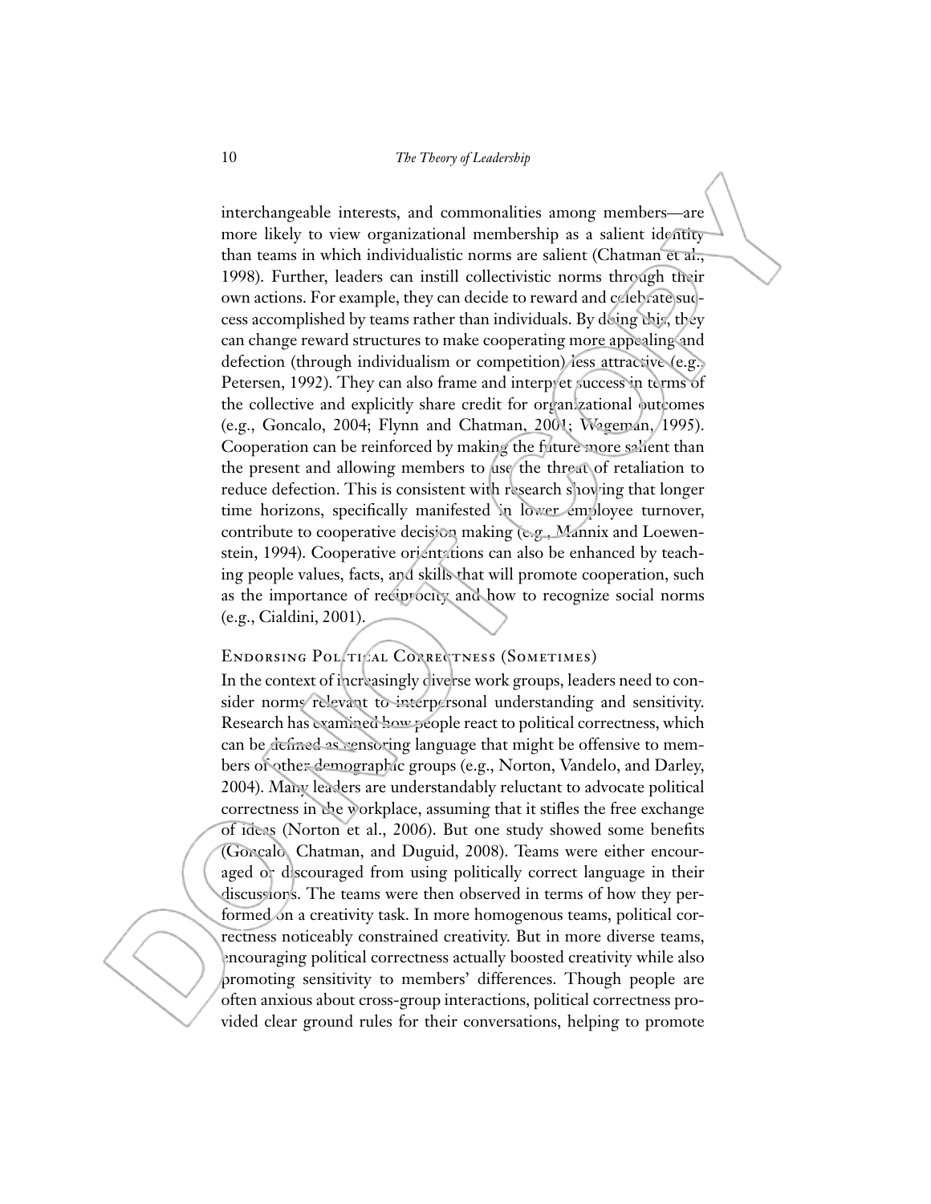interchangeable interests, and commonalities among members—are more likely to view organizational membership as a salient identity than teams in which individualistic norms are salient (Chatman et al., 1998). Further, leaders can instill collectivistic norms through their own actions. For example, they can decide to reward and celebrate success accomplished by teams rather than individuals. By doing this, they can change reward structures to make cooperating more appealing and defection (through individualism or competition) less attractive (e.g., Petersen, 1992). They can also frame and interpret success in terms of the collective and explicitly share credit for organizational outcomes (e.g., Goncalo, 2004; Flynn and Chatman, 2001; Wageman, 1995). Cooperation can be reinforced by making the future more salient than the present and allowing members to use the threat of retaliation to reduce defection. This is consistent with research showing that longer time horizons, specifically manifested in lower employee turnover, contribute to cooperative decision making (e.g., Mannix and Loewenstein, 1994). Cooperative orientations can also be enhanced by teaching people values, facts, and skills that will promote cooperation, such as the importance of reciprocity and how to recognize social norms (e.g., Cialdini, 2001).

### Endorsing Political Correctness (Sometimes)

In the context of increasingly diverse work groups, leaders need to consider norms relevant to interpersonal understanding and sensitivity. Research has examined how people react to political correctness, which can be defined as censoring language that might be offensive to members of other demographic groups (e.g., Norton, Vandelo, and Darley, 2004). Many leaders are understandably reluctant to advocate political correctness in the workplace, assuming that it stifles the free exchange of ideas (Norton et al., 2006). But one study showed some benefits (Goncalo, Chatman, and Duguid, 2008). Teams were either encouraged or discouraged from using politically correct language in their discussions. The teams were then observed in terms of how they performed on a creativity task. In more homogenous teams, political correctness noticeably constrained creativity. But in more diverse teams, encouraging political correctness actually boosted creativity while also promoting sensitivity to members' differences. Though people are often anxious about cross-group interactions, political correctness provided clear ground rules for their conversations, helping to promote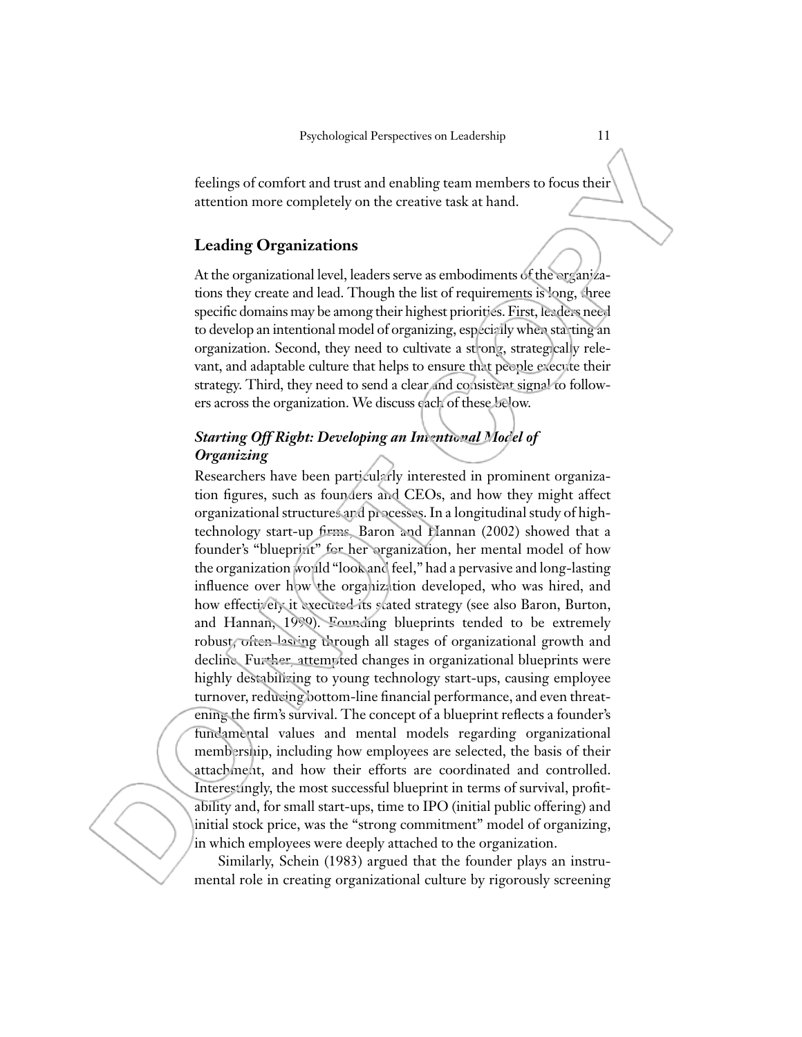feelings of comfort and trust and enabling team members to focus their attention more completely on the creative task at hand.

## Leading Organizations

At the organizational level, leaders serve as embodiments of the organizations they create and lead. Though the list of requirements is long, three specific domains may be among their highest priorities. First, leaders need to develop an intentional model of organizing, especially when starting an organization. Second, they need to cultivate a strong, strategically relevant, and adaptable culture that helps to ensure that people execute their strategy. Third, they need to send a clear and consistent signal to followers across the organization. We discuss each of these below.

### *Starting Off Right: Developing an Intentional Model of Organizing*

Researchers have been particularly interested in prominent organization figures, such as founders and CEOs, and how they might affect organizational structures and processes. In a longitudinal study of high-technology start-up firms, Baron and Hannan (2002) showed that a founder's "blueprint" for her organization, her mental model of how the organization would "look and feel," had a pervasive and long-lasting influence over how the organization developed, who was hired, and how effectively it executed its stated strategy (see also Baron, Burton, and Hannan, 1999). Founding blueprints tended to be extremely robust, often lasting through all stages of organizational growth and decline. Further, attempted changes in organizational blueprints were highly destabilizing to young technology start-ups, causing employee turnover, reducing bottom-line financial performance, and even threatening the firm's survival. The concept of a blueprint reflects a founder's fundamental values and mental models regarding organizational membership, including how employees are selected, the basis of their attachment, and how their efforts are coordinated and controlled. Interestingly, the most successful blueprint in terms of survival, profitability and, for small start-ups, time to IPO (initial public offering) and initial stock price, was the "strong commitment" model of organizing, in which employees were deeply attached to the organization.

Similarly, Schein (1983) argued that the founder plays an instrumental role in creating organizational culture by rigorously screening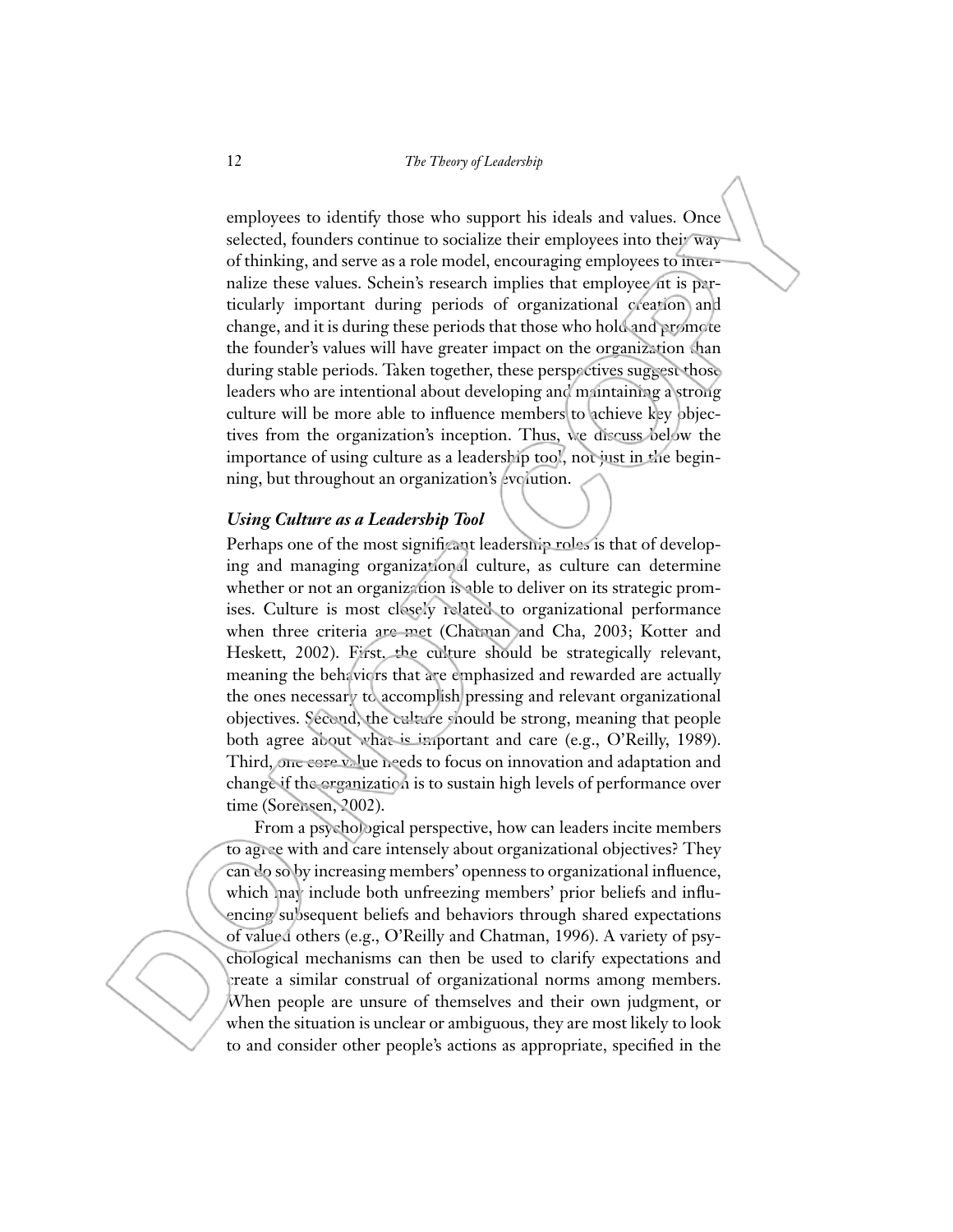employees to identify those who support his ideals and values. Once selected, founders continue to socialize their employees into their way of thinking, and serve as a role model, encouraging employees to internalize these values. Schein's research implies that employee fit is particularly important during periods of organizational creation and change, and it is during these periods that those who hold and promote the founder's values will have greater impact on the organization than during stable periods. Taken together, these perspectives suggest those leaders who are intentional about developing and maintaining a strong culture will be more able to influence members to achieve key objectives from the organization's inception. Thus, we discuss below the importance of using culture as a leadership tool, not just in the beginning, but throughout an organization's evolution.

### *Using Culture as a Leadership Tool*

Perhaps one of the most significant leadership roles is that of developing and managing organizational culture, as culture can determine whether or not an organization is able to deliver on its strategic promises. Culture is most closely related to organizational performance when three criteria are met (Chatman and Cha, 2003; Kotter and Heskett, 2002). First, the culture should be strategically relevant, meaning the behaviors that are emphasized and rewarded are actually the ones necessary to accomplish pressing and relevant organizational objectives. Second, the culture should be strong, meaning that people both agree about what is important and care (e.g., O'Reilly, 1989). Third, one core value needs to focus on innovation and adaptation and change if the organization is to sustain high levels of performance over time (Sorensen, 2002).

From a psychological perspective, how can leaders incite members to agree with and care intensely about organizational objectives? They can do so by increasing members' openness to organizational influence, which may include both unfreezing members' prior beliefs and influencing subsequent beliefs and behaviors through shared expectations of valued others (e.g., O'Reilly and Chatman, 1996). A variety of psychological mechanisms can then be used to clarify expectations and create a similar construal of organizational norms among members. When people are unsure of themselves and their own judgment, or when the situation is unclear or ambiguous, they are most likely to look to and consider other people's actions as appropriate, specified in the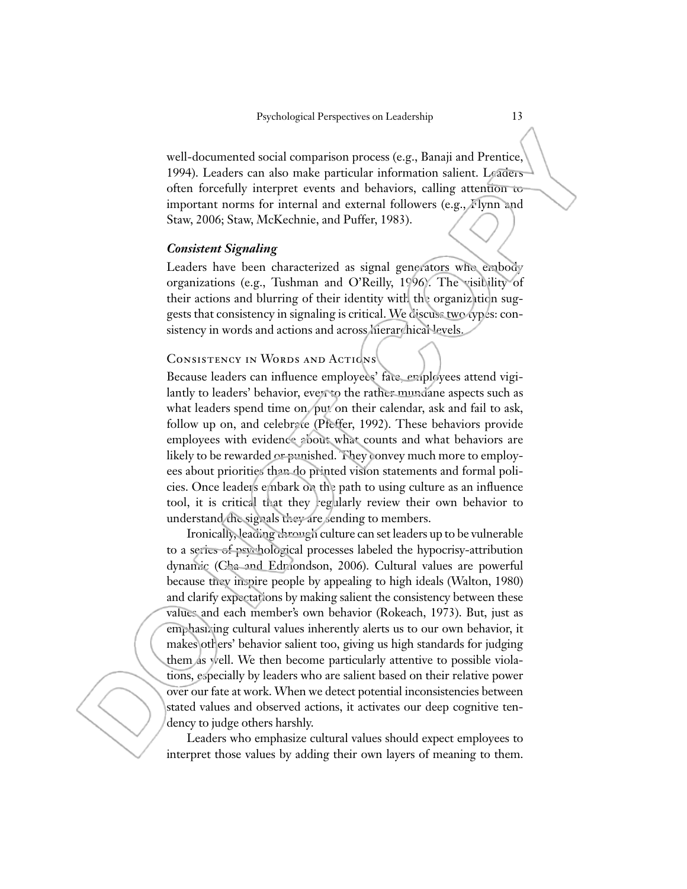well-documented social comparison process (e.g., Banaji and Prentice, 1994). Leaders can also make particular information salient. Leaders often forcefully interpret events and behaviors, calling attention to important norms for internal and external followers (e.g., Flynn and Staw, 2006; Staw, McKechnie, and Puffer, 1983).

### *Consistent Signaling*

Leaders have been characterized as signal generators who embody organizations (e.g., Tushman and O'Reilly, 1996). The visibility of their actions and blurring of their identity with the organization suggests that consistency in signaling is critical. We discuss two types: consistency in words and actions and across hierarchical levels.

#### Consistency in Words and Actions

Because leaders can influence employees' fate, employees attend vigilantly to leaders' behavior, even to the rather mundane aspects such as what leaders spend time on, put on their calendar, ask and fail to ask, follow up on, and celebrate (Pfeffer, 1992). These behaviors provide employees with evidence about what counts and what behaviors are likely to be rewarded or punished. They convey much more to employees about priorities than do printed vision statements and formal policies. Once leaders embark on the path to using culture as an influence tool, it is critical that they regularly review their own behavior to understand the signals they are sending to members.

Ironically, leading through culture can set leaders up to be vulnerable to a series of psychological processes labeled the hypocrisy-attribution dynamic (Cha and Edmondson, 2006). Cultural values are powerful because they inspire people by appealing to high ideals (Walton, 1980) and clarify expectations by making salient the consistency between these values and each member's own behavior (Rokeach, 1973). But, just as emphasizing cultural values inherently alerts us to our own behavior, it makes others' behavior salient too, giving us high standards for judging them as well. We then become particularly attentive to possible violations, especially by leaders who are salient based on their relative power over our fate at work. When we detect potential inconsistencies between stated values and observed actions, it activates our deep cognitive tendency to judge others harshly.

Leaders who emphasize cultural values should expect employees to interpret those values by adding their own layers of meaning to them.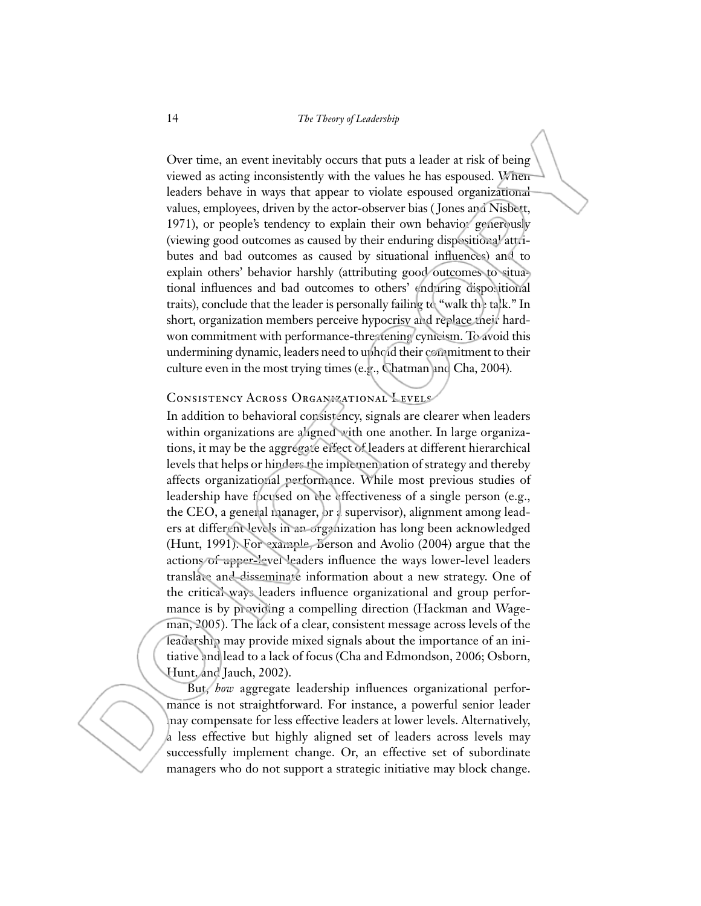Over time, an event inevitably occurs that puts a leader at risk of being viewed as acting inconsistently with the values he has espoused. When leaders behave in ways that appear to violate espoused organizational values, employees, driven by the actor-observer bias (Jones and Nisbett, 1971), or people's tendency to explain their own behavior generously (viewing good outcomes as caused by their enduring dispositional attributes and bad outcomes as caused by situational influences) and to explain others' behavior harshly (attributing good outcomes to situational influences and bad outcomes to others' enduring dispositional traits), conclude that the leader is personally failing to "walk the talk." In short, organization members perceive hypocrisy and replace their hard-won commitment with performance-threatening cynicism. To avoid this undermining dynamic, leaders need to uphold their commitment to their culture even in the most trying times (e.g., Chatman and Cha, 2004).

### Consistency Across Organizational Levels

In addition to behavioral consistency, signals are clearer when leaders within organizations are aligned with one another. In large organizations, it may be the aggregate effect of leaders at different hierarchical levels that helps or hinders the implementation of strategy and thereby affects organizational performance. While most previous studies of leadership have focused on the effectiveness of a single person (e.g., the CEO, a general manager, or a supervisor), alignment among leaders at different levels in an organization has long been acknowledged (Hunt, 1991). For example, Berson and Avolio (2004) argue that the actions of upper-level leaders influence the ways lower-level leaders translate and disseminate information about a new strategy. One of the critical ways leaders influence organizational and group performance is by providing a compelling direction (Hackman and Wageman, 2005). The lack of a clear, consistent message across levels of the leadership may provide mixed signals about the importance of an initiative and lead to a lack of focus (Cha and Edmondson, 2006; Osborn, Hunt, and Jauch, 2002).

But, *how* aggregate leadership influences organizational performance is not straightforward. For instance, a powerful senior leader may compensate for less effective leaders at lower levels. Alternatively, a less effective but highly aligned set of leaders across levels may successfully implement change. Or, an effective set of subordinate managers who do not support a strategic initiative may block change.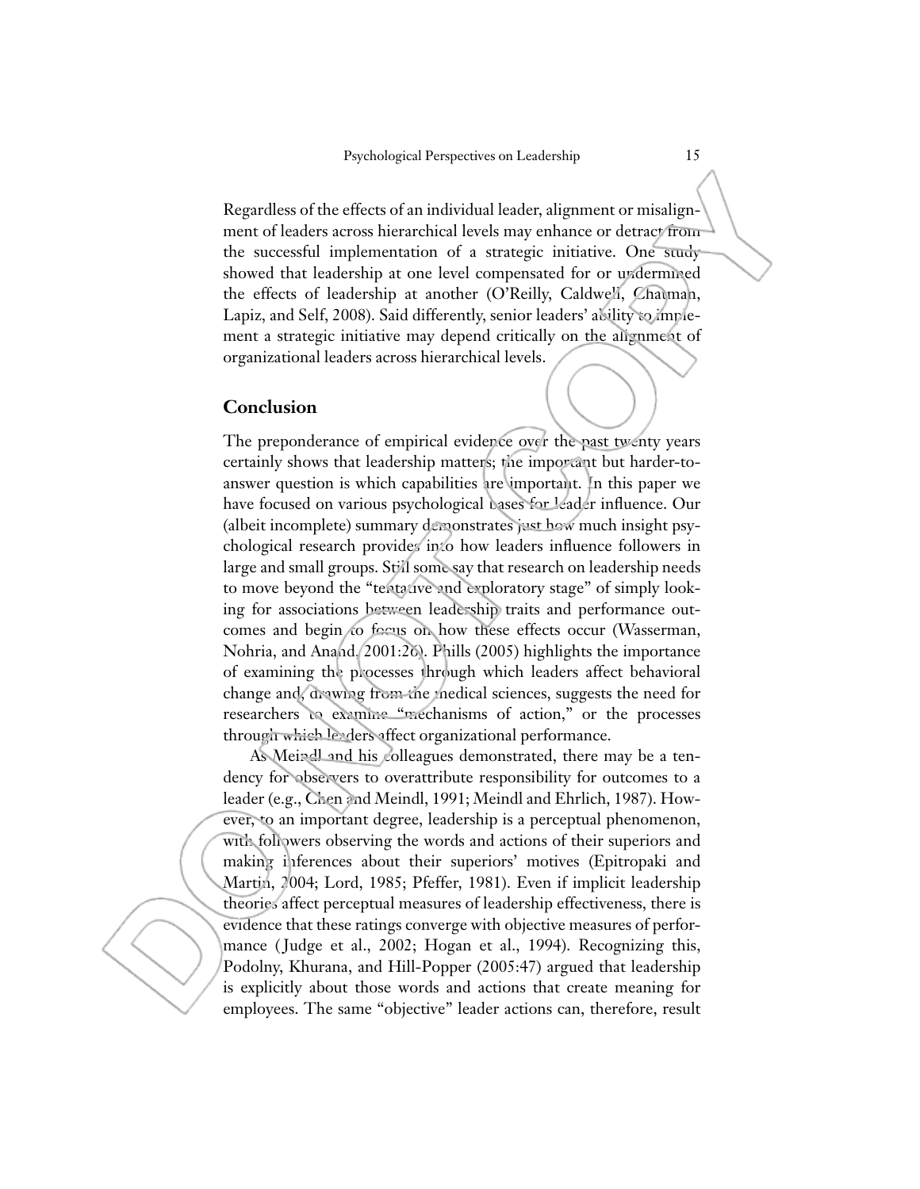Regardless of the effects of an individual leader, alignment or misalignment of leaders across hierarchical levels may enhance or detract from the successful implementation of a strategic initiative. One study showed that leadership at one level compensated for or undermined the effects of leadership at another (O'Reilly, Caldwell, Chatman, Lapiz, and Self, 2008). Said differently, senior leaders' ability to implement a strategic initiative may depend critically on the alignment of organizational leaders across hierarchical levels.

## Conclusion

The preponderance of empirical evidence over the past twenty years certainly shows that leadership matters; the important but harder-to-answer question is which capabilities are important. In this paper we have focused on various psychological bases for leader influence. Our (albeit incomplete) summary demonstrates just how much insight psychological research provides into how leaders influence followers in large and small groups. Still some say that research on leadership needs to move beyond the "tentative and exploratory stage" of simply looking for associations between leadership traits and performance outcomes and begin to focus on how these effects occur (Wasserman, Nohria, and Anand, 2001:26). Phills (2005) highlights the importance of examining the processes through which leaders affect behavioral change and, drawing from the medical sciences, suggests the need for researchers to examine "mechanisms of action," or the processes through which leaders affect organizational performance.

As Meindl and his colleagues demonstrated, there may be a tendency for observers to overattribute responsibility for outcomes to a leader (e.g., Chen and Meindl, 1991; Meindl and Ehrlich, 1987). However, to an important degree, leadership is a perceptual phenomenon, with followers observing the words and actions of their superiors and making inferences about their superiors' motives (Epitropaki and Martin, 2004; Lord, 1985; Pfeffer, 1981). Even if implicit leadership theories affect perceptual measures of leadership effectiveness, there is evidence that these ratings converge with objective measures of performance (Judge et al., 2002; Hogan et al., 1994). Recognizing this, Podolny, Khurana, and Hill-Popper (2005:47) argued that leadership is explicitly about those words and actions that create meaning for employees. The same "objective" leader actions can, therefore, result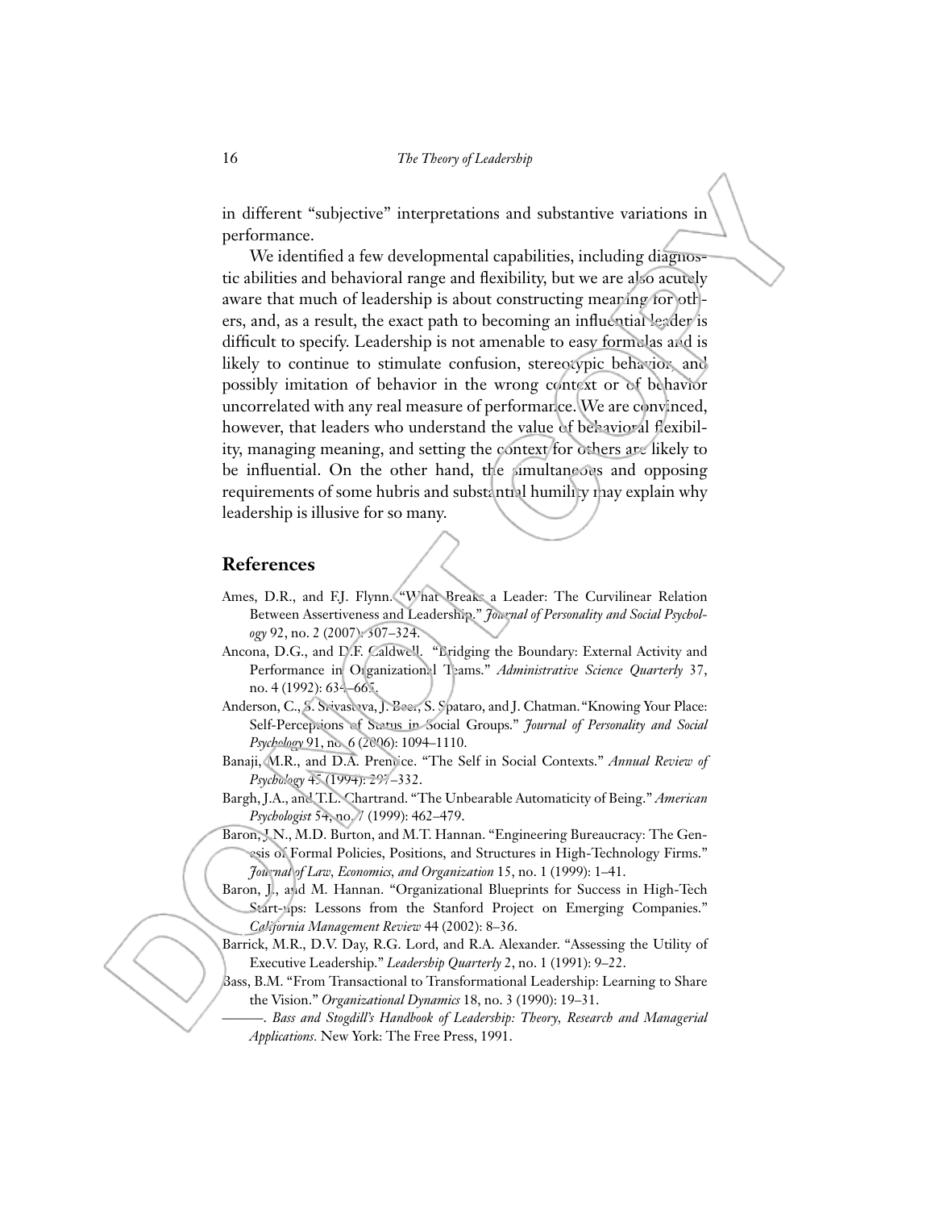in different "subjective" interpretations and substantive variations in performance.

We identified a few developmental capabilities, including diagnostic abilities and behavioral range and flexibility, but we are also acutely aware that much of leadership is about constructing meaning for others, and, as a result, the exact path to becoming an influential leader is difficult to specify. Leadership is not amenable to easy formulas and is likely to continue to stimulate confusion, stereotypic behavior, and possibly imitation of behavior in the wrong context or of behavior uncorrelated with any real measure of performance. We are convinced, however, that leaders who understand the value of behavioral flexibility, managing meaning, and setting the context for others are likely to be influential. On the other hand, the simultaneous and opposing requirements of some hubris and substantial humility may explain why leadership is illusive for so many.

## References

Ames, D.R., and F.J. Flynn. "What Breaks a Leader: The Curvilinear Relation Between Assertiveness and Leadership." *Journal of Personality and Social Psychology* 92, no. 2 (2007): 307–324.

Ancona, D.G., and D.F. Caldwell. "Bridging the Boundary: External Activity and Performance in Organizational Teams." *Administrative Science Quarterly* 37, no. 4 (1992): 634–665.

Anderson, C., S. Srivastava, J. Beer, S. Spataro, and J. Chatman. "Knowing Your Place: Self-Perceptions of Status in Social Groups." *Journal of Personality and Social Psychology* 91, no. 6 (2006): 1094–1110.

Banaji, M.R., and D.A. Prentice. "The Self in Social Contexts." *Annual Review of Psychology* 45 (1994): 297–332.

Bargh, J.A., and T.L. Chartrand. "The Unbearable Automaticity of Being." *American Psychologist* 54, no. 7 (1999): 462–479.

Baron, J.N., M.D. Burton, and M.T. Hannan. "Engineering Bureaucracy: The Genesis of Formal Policies, Positions, and Structures in High-Technology Firms." *Journal of Law, Economics, and Organization* 15, no. 1 (1999): 1–41.

Baron, J., and M. Hannan. "Organizational Blueprints for Success in High-Tech Start-ups: Lessons from the Stanford Project on Emerging Companies." *California Management Review* 44 (2002): 8–36.

Barrick, M.R., D.V. Day, R.G. Lord, and R.A. Alexander. "Assessing the Utility of Executive Leadership." *Leadership Quarterly* 2, no. 1 (1991): 9–22.

Bass, B.M. "From Transactional to Transformational Leadership: Learning to Share the Vision." *Organizational Dynamics* 18, no. 3 (1990): 19–31.

———. *Bass and Stogdill's Handbook of Leadership: Theory, Research and Managerial Applications.* New York: The Free Press, 1991.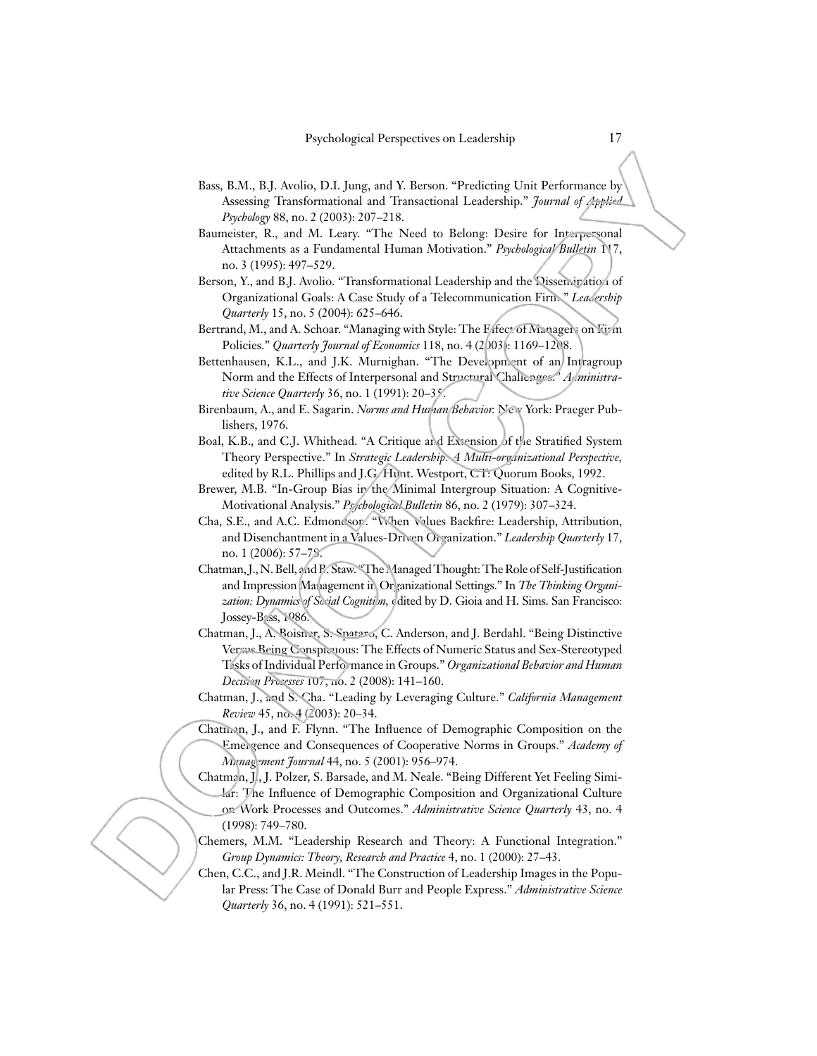Bass, B.M., B.J. Avolio, D.I. Jung, and Y. Berson. "Predicting Unit Performance by Assessing Transformational and Transactional Leadership." *Journal of Applied Psychology* 88, no. 2 (2003): 207–218.

Baumeister, R., and M. Leary. "The Need to Belong: Desire for Interpersonal Attachments as a Fundamental Human Motivation." *Psychological Bulletin* 117, no. 3 (1995): 497–529.

Berson, Y., and B.J. Avolio. "Transformational Leadership and the Dissemination of Organizational Goals: A Case Study of a Telecommunication Firm." *Leadership Quarterly* 15, no. 5 (2004): 625–646.

Bertrand, M., and A. Schoar. "Managing with Style: The Effect of Managers on Firm Policies." *Quarterly Journal of Economics* 118, no. 4 (2003): 1169–1208.

Bettenhausen, K.L., and J.K. Murnighan. "The Development of an Intragroup Norm and the Effects of Interpersonal and Structural Challenges." *Administrative Science Quarterly* 36, no. 1 (1991): 20–35.

Birenbaum, A., and E. Sagarin. *Norms and Human Behavior.* New York: Praeger Publishers, 1976.

Boal, K.B., and C.J. Whithead. "A Critique and Extension of the Stratified System Theory Perspective." In *Strategic Leadership: A Multi-organizational Perspective,* edited by R.L. Phillips and J.G. Hunt. Westport, CT: Quorum Books, 1992.

Brewer, M.B. "In-Group Bias in the Minimal Intergroup Situation: A Cognitive-Motivational Analysis." *Psychological Bulletin* 86, no. 2 (1979): 307–324.

Cha, S.E., and A.C. Edmondson. "When Values Backfire: Leadership, Attribution, and Disenchantment in a Values-Driven Organization." *Leadership Quarterly* 17, no. 1 (2006): 57–78.

Chatman, J., N. Bell, and B. Staw. "The Managed Thought: The Role of Self-Justification and Impression Management in Organizational Settings." In *The Thinking Organization: Dynamics of Social Cognition,* edited by D. Gioia and H. Sims. San Francisco: Jossey-Bass, 1986.

Chatman, J., A. Boisnier, S. Spataro, C. Anderson, and J. Berdahl. "Being Distinctive Versus Being Conspicuous: The Effects of Numeric Status and Sex-Stereotyped Tasks of Individual Performance in Groups." *Organizational Behavior and Human Decision Processes* 107, no. 2 (2008): 141–160.

Chatman, J., and S. Cha. "Leading by Leveraging Culture." *California Management Review* 45, no. 4 (2003): 20–34.

Chatman, J., and F. Flynn. "The Influence of Demographic Composition on the Emergence and Consequences of Cooperative Norms in Groups." *Academy of Management Journal* 44, no. 5 (2001): 956–974.

Chatman, J., J. Polzer, S. Barsade, and M. Neale. "Being Different Yet Feeling Similar: The Influence of Demographic Composition and Organizational Culture on Work Processes and Outcomes." *Administrative Science Quarterly* 43, no. 4 (1998): 749–780.

Chemers, M.M. "Leadership Research and Theory: A Functional Integration." *Group Dynamics: Theory, Research and Practice* 4, no. 1 (2000): 27–43.

Chen, C.C., and J.R. Meindl. "The Construction of Leadership Images in the Popular Press: The Case of Donald Burr and People Express." *Administrative Science Quarterly* 36, no. 4 (1991): 521–551.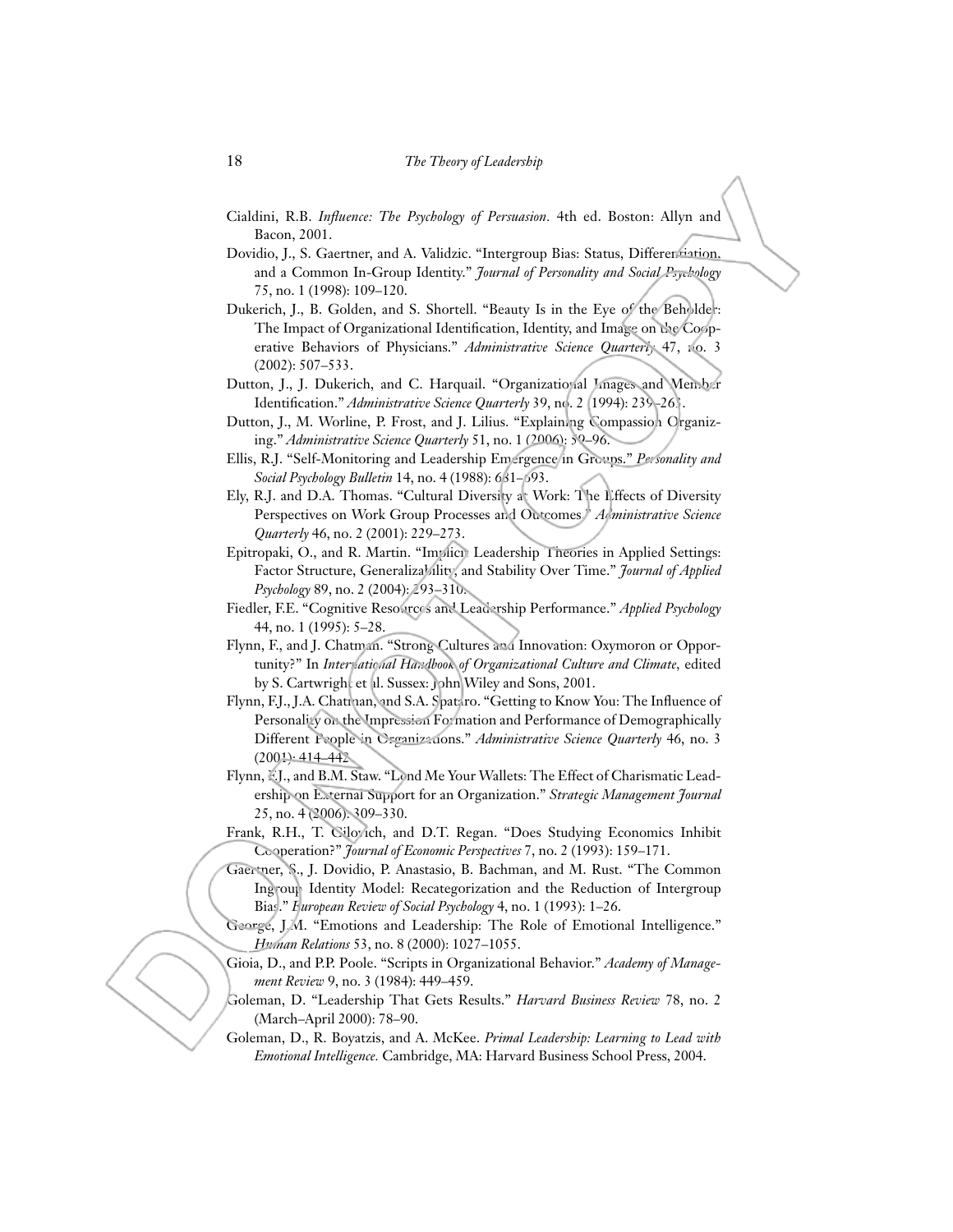Cialdini, R.B. *Influence: The Psychology of Persuasion*. 4th ed. Boston: Allyn and Bacon, 2001.

Dovidio, J., S. Gaertner, and A. Validzic. "Intergroup Bias: Status, Differentiation, and a Common In-Group Identity." *Journal of Personality and Social Psychology* 75, no. 1 (1998): 109–120.

Dukerich, J., B. Golden, and S. Shortell. "Beauty Is in the Eye of the Beholder: The Impact of Organizational Identification, Identity, and Image on the Cooperative Behaviors of Physicians." *Administrative Science Quarterly* 47, no. 3 (2002): 507–533.

Dutton, J., J. Dukerich, and C. Harquail. "Organizational Images and Member Identification." *Administrative Science Quarterly* 39, no. 2 (1994): 239–263.

Dutton, J., M. Worline, P. Frost, and J. Lilius. "Explaining Compassion Organizing." *Administrative Science Quarterly* 51, no. 1 (2006): 59–96.

Ellis, R.J. "Self-Monitoring and Leadership Emergence in Groups." *Personality and Social Psychology Bulletin* 14, no. 4 (1988): 681–693.

Ely, R.J. and D.A. Thomas. "Cultural Diversity at Work: The Effects of Diversity Perspectives on Work Group Processes and Outcomes." *Administrative Science Quarterly* 46, no. 2 (2001): 229–273.

Epitropaki, O., and R. Martin. "Implicit Leadership Theories in Applied Settings: Factor Structure, Generalizability, and Stability Over Time." *Journal of Applied Psychology* 89, no. 2 (2004): 293–310.

Fiedler, F.E. "Cognitive Resources and Leadership Performance." *Applied Psychology* 44, no. 1 (1995): 5–28.

Flynn, F., and J. Chatman. "Strong Cultures and Innovation: Oxymoron or Opportunity?" In *International Handbook of Organizational Culture and Climate*, edited by S. Cartwright et al. Sussex: John Wiley and Sons, 2001.

Flynn, F.J., J.A. Chatman, and S.A. Spataro. "Getting to Know You: The Influence of Personality on the Impression Formation and Performance of Demographically Different People in Organizations." *Administrative Science Quarterly* 46, no. 3 (2001): 414–442.

Flynn, F.J., and B.M. Staw. "Lend Me Your Wallets: The Effect of Charismatic Leadership on External Support for an Organization." *Strategic Management Journal* 25, no. 4 (2006): 309–330.

Frank, R.H., T. Gilovich, and D.T. Regan. "Does Studying Economics Inhibit Cooperation?" *Journal of Economic Perspectives* 7, no. 2 (1993): 159–171.

Gaertner, S., J. Dovidio, P. Anastasio, B. Bachman, and M. Rust. "The Common Ingroup Identity Model: Recategorization and the Reduction of Intergroup Bias." *European Review of Social Psychology* 4, no. 1 (1993): 1–26.

George, J.M. "Emotions and Leadership: The Role of Emotional Intelligence." *Human Relations* 53, no. 8 (2000): 1027–1055.

Gioia, D., and P.P. Poole. "Scripts in Organizational Behavior." *Academy of Management Review* 9, no. 3 (1984): 449–459.

Goleman, D. "Leadership That Gets Results." *Harvard Business Review* 78, no. 2 (March–April 2000): 78–90.

Goleman, D., R. Boyatzis, and A. McKee. *Primal Leadership: Learning to Lead with Emotional Intelligence.* Cambridge, MA: Harvard Business School Press, 2004.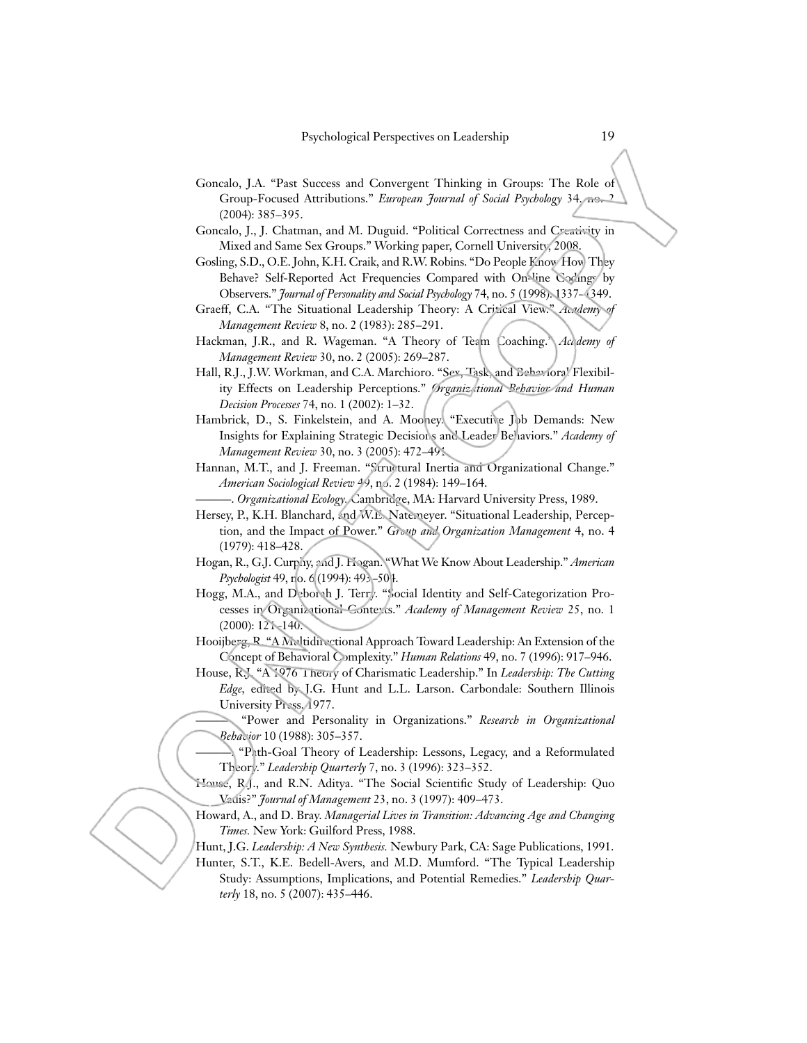Goncalo, J.A. "Past Success and Convergent Thinking in Groups: The Role of Group-Focused Attributions." *European Journal of Social Psychology* 34, no. 2 (2004): 385–395.

Goncalo, J., J. Chatman, and M. Duguid. "Political Correctness and Creativity in Mixed and Same Sex Groups." Working paper, Cornell University, 2008.

Gosling, S.D., O.E. John, K.H. Craik, and R.W. Robins. "Do People Know How They Behave? Self-Reported Act Frequencies Compared with On-line Codings by Observers." *Journal of Personality and Social Psychology* 74, no. 5 (1998): 1337–1349.

Graeff, C.A. "The Situational Leadership Theory: A Critical View." *Academy of Management Review* 8, no. 2 (1983): 285–291.

Hackman, J.R., and R. Wageman. "A Theory of Team Coaching." *Academy of Management Review* 30, no. 2 (2005): 269–287.

Hall, R.J., J.W. Workman, and C.A. Marchioro. "Sex, Task, and Behavioral Flexibility Effects on Leadership Perceptions." *Organizational Behavior and Human Decision Processes* 74, no. 1 (2002): 1–32.

Hambrick, D., S. Finkelstein, and A. Mooney. "Executive Job Demands: New Insights for Explaining Strategic Decisions and Leader Behaviors." *Academy of Management Review* 30, no. 3 (2005): 472–491.

Hannan, M.T., and J. Freeman. "Structural Inertia and Organizational Change." *American Sociological Review* 49, no. 2 (1984): 149–164.

———. *Organizational Ecology.* Cambridge, MA: Harvard University Press, 1989.

Hersey, P., K.H. Blanchard, and W.E. Natemeyer. "Situational Leadership, Perception, and the Impact of Power." *Group and Organization Management* 4, no. 4 (1979): 418–428.

Hogan, R., G.J. Curphy, and J. Hogan. "What We Know About Leadership." *American Psychologist* 49, no. 6 (1994): 493–504.

Hogg, M.A., and Deborah J. Terry. "Social Identity and Self-Categorization Processes in Organizational Contexts." *Academy of Management Review* 25, no. 1 (2000): 121–140.

Hooijberg, R. "A Multidirectional Approach Toward Leadership: An Extension of the Concept of Behavioral Complexity." *Human Relations* 49, no. 7 (1996): 917–946.

House, R.J. "A 1976 Theory of Charismatic Leadership." In *Leadership: The Cutting Edge*, edited by J.G. Hunt and L.L. Larson. Carbondale: Southern Illinois University Press, 1977.

———. "Power and Personality in Organizations." *Research in Organizational Behavior* 10 (1988): 305–357.

———. "Path-Goal Theory of Leadership: Lessons, Legacy, and a Reformulated Theory." *Leadership Quarterly* 7, no. 3 (1996): 323–352.

House, R.J., and R.N. Aditya. "The Social Scientific Study of Leadership: Quo Vadis?" *Journal of Management* 23, no. 3 (1997): 409–473.

Howard, A., and D. Bray. *Managerial Lives in Transition: Advancing Age and Changing Times.* New York: Guilford Press, 1988.

Hunt, J.G. *Leadership: A New Synthesis.* Newbury Park, CA: Sage Publications, 1991.

Hunter, S.T., K.E. Bedell-Avers, and M.D. Mumford. "The Typical Leadership Study: Assumptions, Implications, and Potential Remedies." *Leadership Quarterly* 18, no. 5 (2007): 435–446.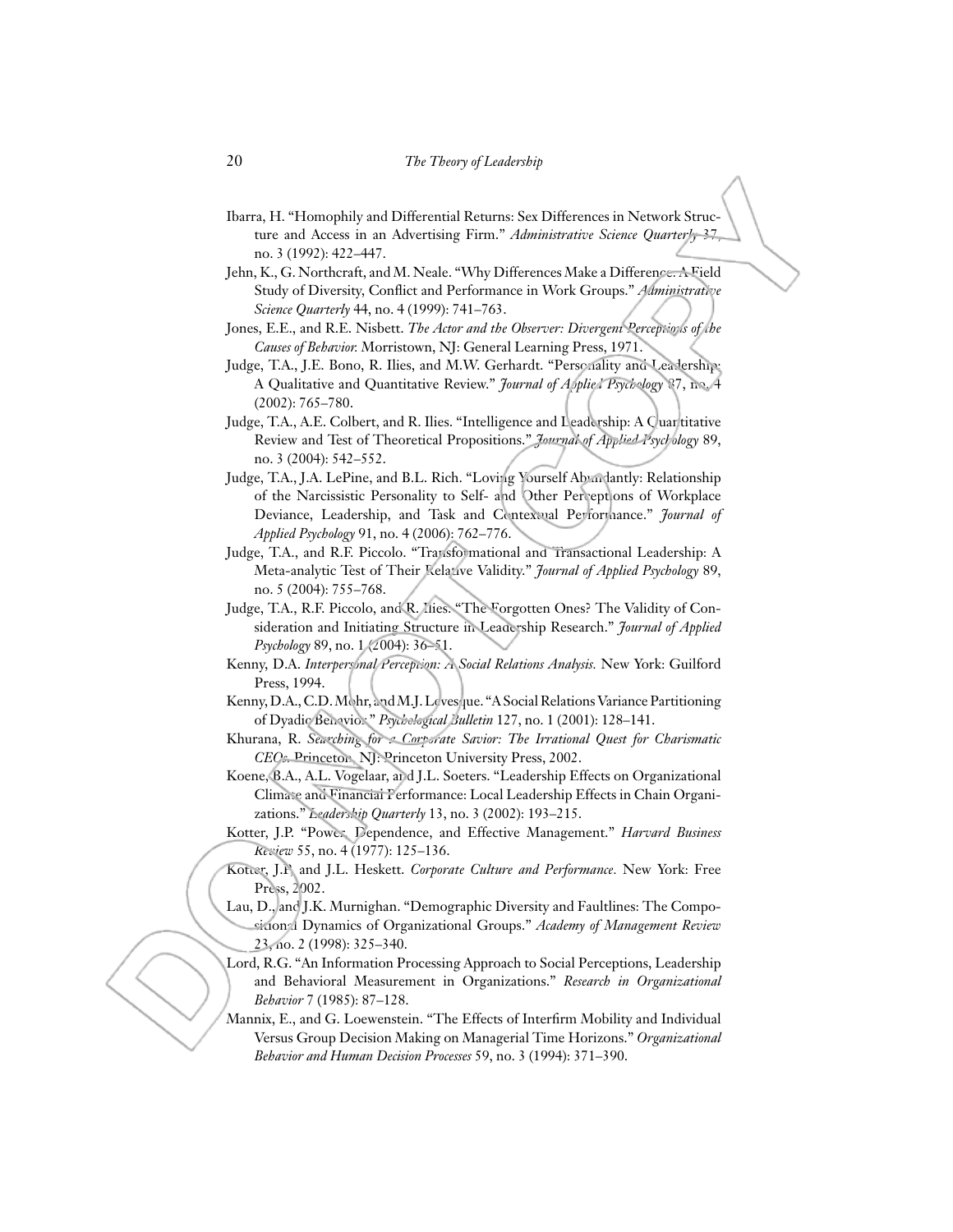Ibarra, H. "Homophily and Differential Returns: Sex Differences in Network Structure and Access in an Advertising Firm." *Administrative Science Quarterly* 37, no. 3 (1992): 422–447.

Jehn, K., G. Northcraft, and M. Neale. "Why Differences Make a Difference: A Field Study of Diversity, Conflict and Performance in Work Groups." *Administrative Science Quarterly* 44, no. 4 (1999): 741–763.

Jones, E.E., and R.E. Nisbett. *The Actor and the Observer: Divergent Perceptions of the Causes of Behavior.* Morristown, NJ: General Learning Press, 1971.

Judge, T.A., J.E. Bono, R. Ilies, and M.W. Gerhardt. "Personality and Leadership: A Qualitative and Quantitative Review." *Journal of Applied Psychology* 87, no. 4 (2002): 765–780.

Judge, T.A., A.E. Colbert, and R. Ilies. "Intelligence and Leadership: A Quantitative Review and Test of Theoretical Propositions." *Journal of Applied Psychology* 89, no. 3 (2004): 542–552.

Judge, T.A., J.A. LePine, and B.L. Rich. "Loving Yourself Abundantly: Relationship of the Narcissistic Personality to Self- and Other Perceptions of Workplace Deviance, Leadership, and Task and Contextual Performance." *Journal of Applied Psychology* 91, no. 4 (2006): 762–776.

Judge, T.A., and R.F. Piccolo. "Transformational and Transactional Leadership: A Meta-analytic Test of Their Relative Validity." *Journal of Applied Psychology* 89, no. 5 (2004): 755–768.

Judge, T.A., R.F. Piccolo, and R. Ilies. "The Forgotten Ones? The Validity of Consideration and Initiating Structure in Leadership Research." *Journal of Applied Psychology* 89, no. 1 (2004): 36–51.

Kenny, D.A. *Interpersonal Perception: A Social Relations Analysis.* New York: Guilford Press, 1994.

Kenny, D.A., C.D. Mohr, and M.J. Levesque. "A Social Relations Variance Partitioning of Dyadic Behavior." *Psychological Bulletin* 127, no. 1 (2001): 128–141.

Khurana, R. *Searching for a Corporate Savior: The Irrational Quest for Charismatic CEOs.* Princeton, NJ: Princeton University Press, 2002.

Koene, B.A., A.L. Vogelaar, and J.L. Soeters. "Leadership Effects on Organizational Climate and Financial Performance: Local Leadership Effects in Chain Organizations." *Leadership Quarterly* 13, no. 3 (2002): 193–215.

Kotter, J.P. "Power, Dependence, and Effective Management." *Harvard Business Review* 55, no. 4 (1977): 125–136.

Kotter, J.P., and J.L. Heskett. *Corporate Culture and Performance.* New York: Free Press, 2002.

Lau, D., and J.K. Murnighan. "Demographic Diversity and Faultlines: The Compositional Dynamics of Organizational Groups." *Academy of Management Review* 23, no. 2 (1998): 325–340.

Lord, R.G. "An Information Processing Approach to Social Perceptions, Leadership and Behavioral Measurement in Organizations." *Research in Organizational Behavior* 7 (1985): 87–128.

Mannix, E., and G. Loewenstein. "The Effects of Interfirm Mobility and Individual Versus Group Decision Making on Managerial Time Horizons." *Organizational Behavior and Human Decision Processes* 59, no. 3 (1994): 371–390.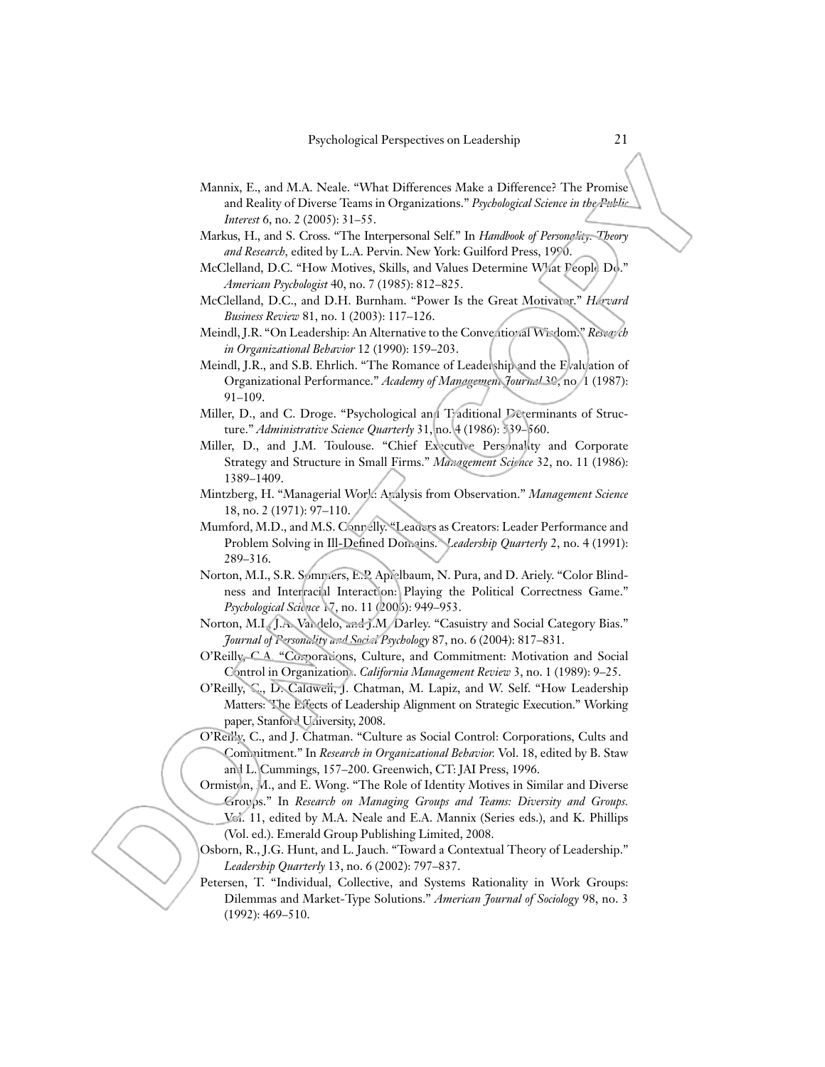Mannix, E., and M.A. Neale. "What Differences Make a Difference? The Promise and Reality of Diverse Teams in Organizations." *Psychological Science in the Public Interest* 6, no. 2 (2005): 31–55.

Markus, H., and S. Cross. "The Interpersonal Self." In *Handbook of Personality: Theory and Research*, edited by L.A. Pervin. New York: Guilford Press, 1990.

McClelland, D.C. "How Motives, Skills, and Values Determine What People Do." *American Psychologist* 40, no. 7 (1985): 812–825.

McClelland, D.C., and D.H. Burnham. "Power Is the Great Motivator." *Harvard Business Review* 81, no. 1 (2003): 117–126.

Meindl, J.R. "On Leadership: An Alternative to the Conventional Wisdom." *Research in Organizational Behavior* 12 (1990): 159–203.

Meindl, J.R., and S.B. Ehrlich. "The Romance of Leadership and the Evaluation of Organizational Performance." *Academy of Management Journal* 30, no. 1 (1987): 91–109.

Miller, D., and C. Droge. "Psychological and Traditional Determinants of Structure." *Administrative Science Quarterly* 31, no. 4 (1986): 539–560.

Miller, D., and J.M. Toulouse. "Chief Executive Personality and Corporate Strategy and Structure in Small Firms." *Management Science* 32, no. 11 (1986): 1389–1409.

Mintzberg, H. "Managerial Work: Analysis from Observation." *Management Science* 18, no. 2 (1971): 97–110.

Mumford, M.D., and M.S. Connelly. "Leaders as Creators: Leader Performance and Problem Solving in Ill-Defined Domains." *Leadership Quarterly* 2, no. 4 (1991): 289–316.

Norton, M.I., S.R. Sommers, E.P. Apfelbaum, N. Pura, and D. Ariely. "Color Blindness and Interracial Interaction: Playing the Political Correctness Game." *Psychological Science* 17, no. 11 (2006): 949–953.

Norton, M.I., J.A. Vandelo, and J.M. Darley. "Casuistry and Social Category Bias." *Journal of Personality and Social Psychology* 87, no. 6 (2004): 817–831.

O'Reilly, C.A. "Corporations, Culture, and Commitment: Motivation and Social Control in Organizations." *California Management Review* 3, no. 1 (1989): 9–25.

O'Reilly, C., D. Caldwell, J. Chatman, M. Lapiz, and W. Self. "How Leadership Matters: The Effects of Leadership Alignment on Strategic Execution." Working paper, Stanford University, 2008.

O'Reilly, C., and J. Chatman. "Culture as Social Control: Corporations, Cults and Commitment." In *Research in Organizational Behavior.* Vol. 18, edited by B. Staw and L. Cummings, 157–200. Greenwich, CT: JAI Press, 1996.

Ormiston, M., and E. Wong. "The Role of Identity Motives in Similar and Diverse Groups." In *Research on Managing Groups and Teams: Diversity and Groups.* Vol. 11, edited by M.A. Neale and E.A. Mannix (Series eds.), and K. Phillips (Vol. ed.). Emerald Group Publishing Limited, 2008.

Osborn, R., J.G. Hunt, and L. Jauch. "Toward a Contextual Theory of Leadership." *Leadership Quarterly* 13, no. 6 (2002): 797–837.

Petersen, T. "Individual, Collective, and Systems Rationality in Work Groups: Dilemmas and Market-Type Solutions." *American Journal of Sociology* 98, no. 3 (1992): 469–510.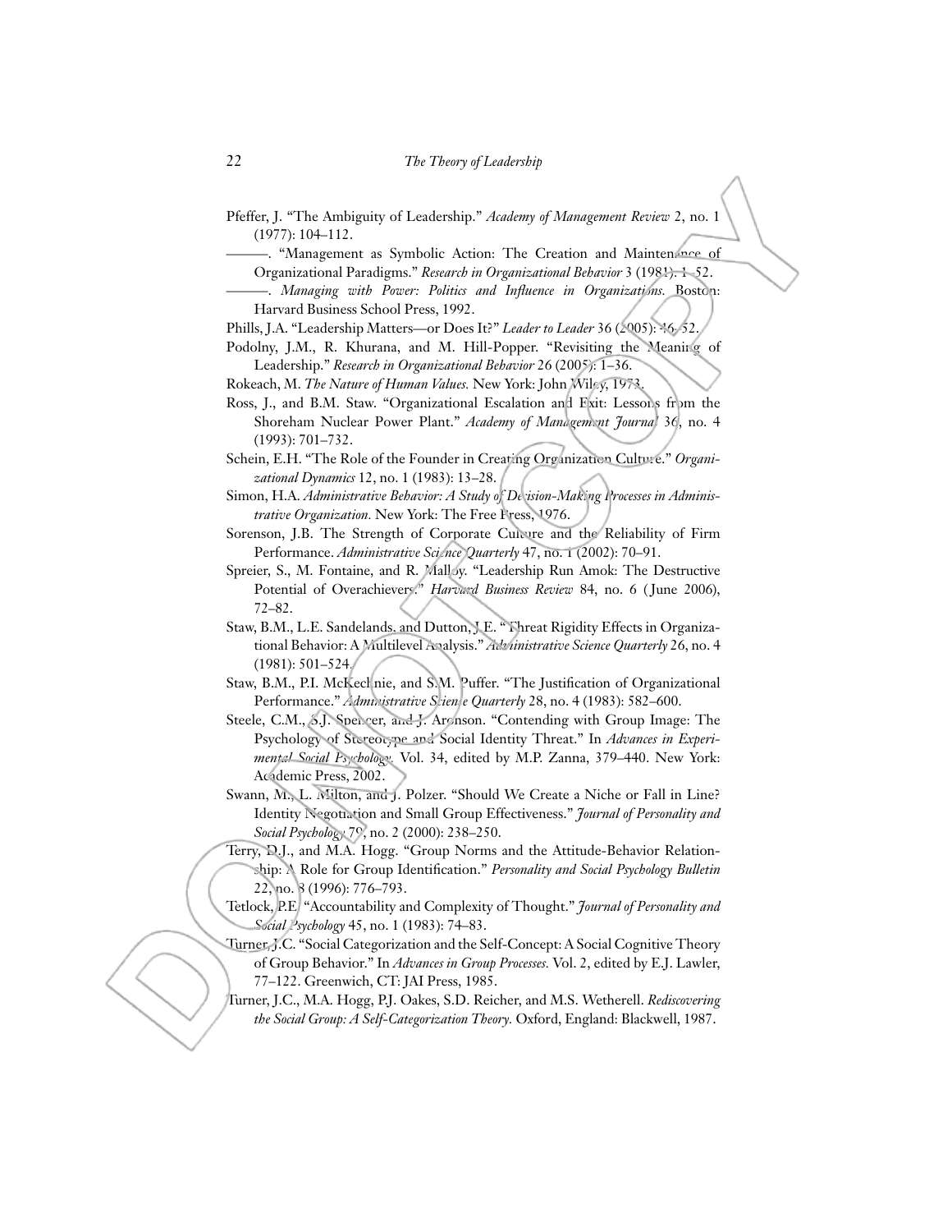Pfeffer, J. "The Ambiguity of Leadership." *Academy of Management Review* 2, no. 1 (1977): 104–112.

———. "Management as Symbolic Action: The Creation and Maintenance of Organizational Paradigms." *Research in Organizational Behavior* 3 (1981): 1–52.

———. *Managing with Power: Politics and Influence in Organizations.* Boston: Harvard Business School Press, 1992.

Phills, J.A. "Leadership Matters—or Does It?" *Leader to Leader* 36 (2005): 46–52.

Podolny, J.M., R. Khurana, and M. Hill-Popper. "Revisiting the Meaning of Leadership." *Research in Organizational Behavior* 26 (2005): 1–36.

Rokeach, M. *The Nature of Human Values.* New York: John Wiley, 1973.

Ross, J., and B.M. Staw. "Organizational Escalation and Exit: Lessons from the Shoreham Nuclear Power Plant." *Academy of Management Journal* 36, no. 4 (1993): 701–732.

Schein, E.H. "The Role of the Founder in Creating Organization Culture." *Organizational Dynamics* 12, no. 1 (1983): 13–28.

Simon, H.A. *Administrative Behavior: A Study of Decision-Making Processes in Administrative Organization.* New York: The Free Press, 1976.

Sorenson, J.B. The Strength of Corporate Culture and the Reliability of Firm Performance. *Administrative Science Quarterly* 47, no. 1 (2002): 70–91.

Spreier, S., M. Fontaine, and R. Malloy. "Leadership Run Amok: The Destructive Potential of Overachievers." *Harvard Business Review* 84, no. 6 (June 2006), 72–82.

Staw, B.M., L.E. Sandelands, and Dutton, J.E. "Threat Rigidity Effects in Organizational Behavior: A Multilevel Analysis." *Administrative Science Quarterly* 26, no. 4 (1981): 501–524.

Staw, B.M., P.I. McKechnie, and S.M. Puffer. "The Justification of Organizational Performance." *Administrative Science Quarterly* 28, no. 4 (1983): 582–600.

Steele, C.M., S.J. Spencer, and J. Aronson. "Contending with Group Image: The Psychology of Stereotype and Social Identity Threat." In *Advances in Experimental Social Psychology.* Vol. 34, edited by M.P. Zanna, 379–440. New York: Academic Press, 2002.

Swann, M., L. Milton, and J. Polzer. "Should We Create a Niche or Fall in Line? Identity Negotiation and Small Group Effectiveness." *Journal of Personality and Social Psychology* 79, no. 2 (2000): 238–250.

Terry, D.J., and M.A. Hogg. "Group Norms and the Attitude-Behavior Relationship: A Role for Group Identification." *Personality and Social Psychology Bulletin* 22, no. 8 (1996): 776–793.

Tetlock, P.E. "Accountability and Complexity of Thought." *Journal of Personality and Social Psychology* 45, no. 1 (1983): 74–83.

Turner, J.C. "Social Categorization and the Self-Concept: A Social Cognitive Theory of Group Behavior." In *Advances in Group Processes.* Vol. 2, edited by E.J. Lawler, 77–122. Greenwich, CT: JAI Press, 1985.

Turner, J.C., M.A. Hogg, P.J. Oakes, S.D. Reicher, and M.S. Wetherell. *Rediscovering the Social Group: A Self-Categorization Theory.* Oxford, England: Blackwell, 1987.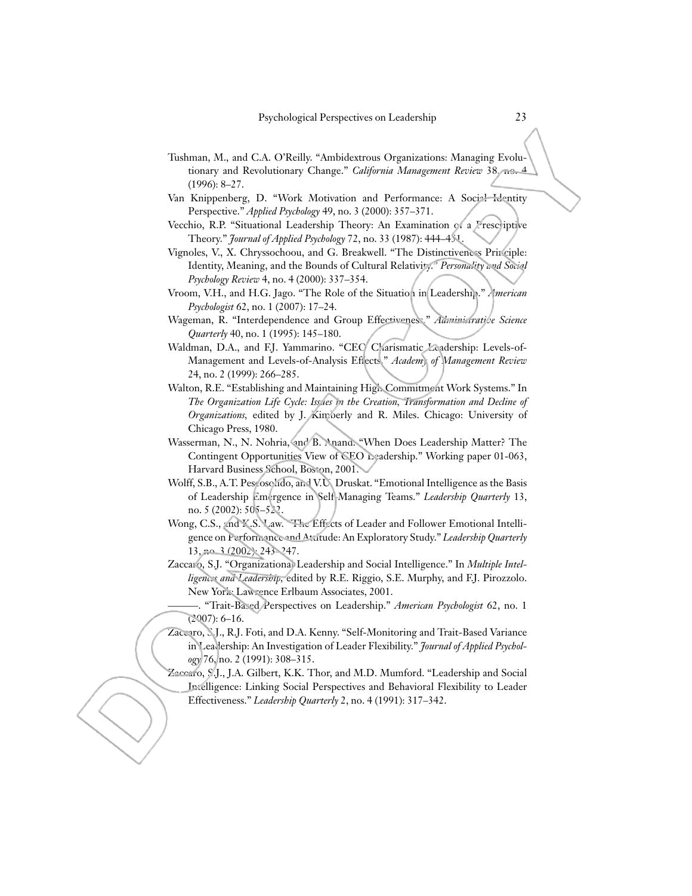Tushman, M., and C.A. O'Reilly. "Ambidextrous Organizations: Managing Evolutionary and Revolutionary Change." *California Management Review* 38, no. 4 (1996): 8–27.

Van Knippenberg, D. "Work Motivation and Performance: A Social Identity Perspective." *Applied Psychology* 49, no. 3 (2000): 357–371.

Vecchio, R.P. "Situational Leadership Theory: An Examination of a Prescriptive Theory." *Journal of Applied Psychology* 72, no. 33 (1987): 444–451.

Vignoles, V., X. Chryssochoou, and G. Breakwell. "The Distinctiveness Principle: Identity, Meaning, and the Bounds of Cultural Relativity." *Personality and Social Psychology Review* 4, no. 4 (2000): 337–354.

Vroom, V.H., and H.G. Jago. "The Role of the Situation in Leadership." *American Psychologist* 62, no. 1 (2007): 17–24.

Wageman, R. "Interdependence and Group Effectiveness." *Administrative Science Quarterly* 40, no. 1 (1995): 145–180.

Waldman, D.A., and F.J. Yammarino. "CEO Charismatic Leadership: Levels-of-Management and Levels-of-Analysis Effects." *Academy of Management Review* 24, no. 2 (1999): 266–285.

Walton, R.E. "Establishing and Maintaining High Commitment Work Systems." In *The Organization Life Cycle: Issues in the Creation, Transformation and Decline of Organizations*, edited by J. Kimberly and R. Miles. Chicago: University of Chicago Press, 1980.

Wasserman, N., N. Nohria, and B. Anand. "When Does Leadership Matter? The Contingent Opportunities View of CEO Leadership." Working paper 01-063, Harvard Business School, Boston, 2001.

Wolff, S.B., A.T. Pescosolido, and V.U. Druskat. "Emotional Intelligence as the Basis of Leadership Emergence in Self-Managing Teams." *Leadership Quarterly* 13, no. 5 (2002): 505–522.

Wong, C.S., and K.S. Law. "The Effects of Leader and Follower Emotional Intelligence on Performance and Attitude: An Exploratory Study." *Leadership Quarterly* 13, no. 3 (2002): 243–247.

Zaccaro, S.J. "Organizational Leadership and Social Intelligence." In *Multiple Intelligences and Leadership*, edited by R.E. Riggio, S.E. Murphy, and F.J. Pirozzolo. New York: Lawrence Erlbaum Associates, 2001.

———. "Trait-Based Perspectives on Leadership." *American Psychologist* 62, no. 1 (2007): 6–16.

Zaccaro, S.J., R.J. Foti, and D.A. Kenny. "Self-Monitoring and Trait-Based Variance in Leadership: An Investigation of Leader Flexibility." *Journal of Applied Psychology* 76, no. 2 (1991): 308–315.

Zaccaro, S.J., J.A. Gilbert, K.K. Thor, and M.D. Mumford. "Leadership and Social Intelligence: Linking Social Perspectives and Behavioral Flexibility to Leader Effectiveness." *Leadership Quarterly* 2, no. 4 (1991): 317–342.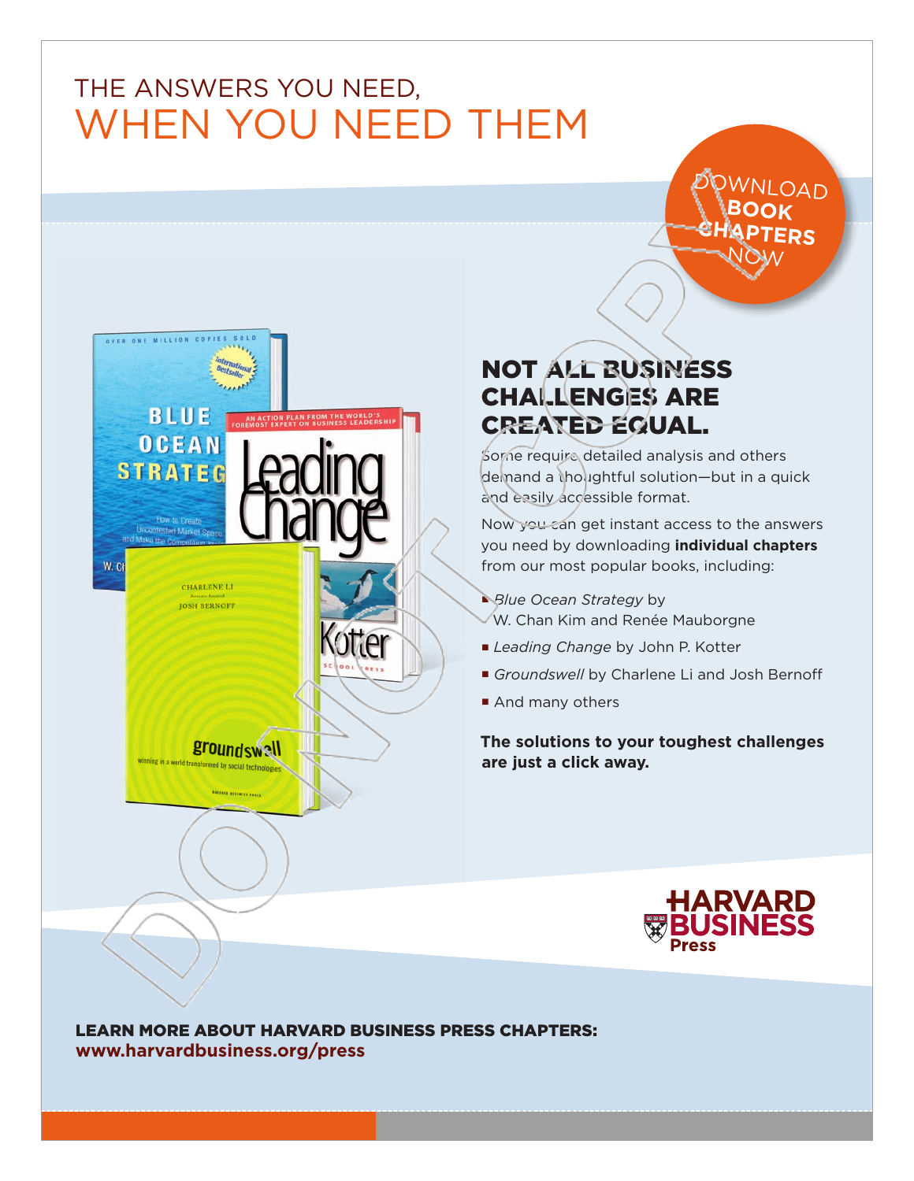# THE ANSWERS YOU NEED, WHEN YOU NEED THEM

DOWNLOAD **BOOK CHAPTERS** NOW

## NOT ALL BUSINESS CHALLENGES ARE CREATED EQUAL.

Some require detailed analysis and others demand a thoughtful solution—but in a quick and easily accessible format.

Now you can get instant access to the answers you need by downloading **individual chapters** from our most popular books, including:

- *Blue Ocean Strategy* by W. Chan Kim and Renée Mauborgne
- *Leading Change* by John P. Kotter
- *Groundswell* by Charlene Li and Josh Bernoff
- And many others

**The solutions to your toughest challenges are just a click away.**

HARVARD BUSINESS Press

**LEARN MORE ABOUT HARVARD BUSINESS PRESS CHAPTERS:**
**www.harvardbusiness.org/press**